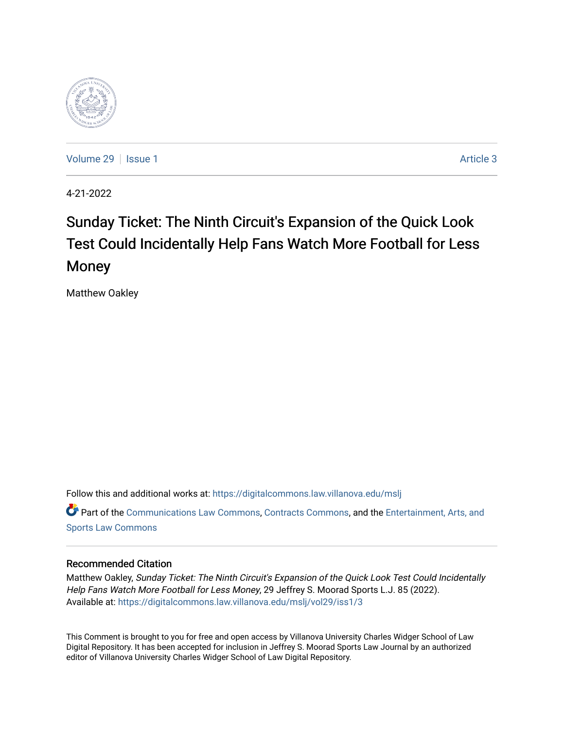Volume 29 | Issue 1 | Article 3

4-21-2022

# Sunday Ticket: The Ninth Circuit's Expansion of the Quick Look Test Could Incidentally Help Fans Watch More Football for Less Money

Matthew Oakley

Follow this and additional works at: https://digitalcommons.law.villanova.edu/mslj

Part of the Communications Law Commons, Contracts Commons, and the Entertainment, Arts, and Sports Law Commons

## Recommended Citation

Matthew Oakley, *Sunday Ticket: The Ninth Circuit's Expansion of the Quick Look Test Could Incidentally Help Fans Watch More Football for Less Money*, 29 Jeffrey S. Moorad Sports L.J. 85 (2022).
Available at: https://digitalcommons.law.villanova.edu/mslj/vol29/iss1/3

This Comment is brought to you for free and open access by Villanova University Charles Widger School of Law Digital Repository. It has been accepted for inclusion in Jeffrey S. Moorad Sports Law Journal by an authorized editor of Villanova University Charles Widger School of Law Digital Repository.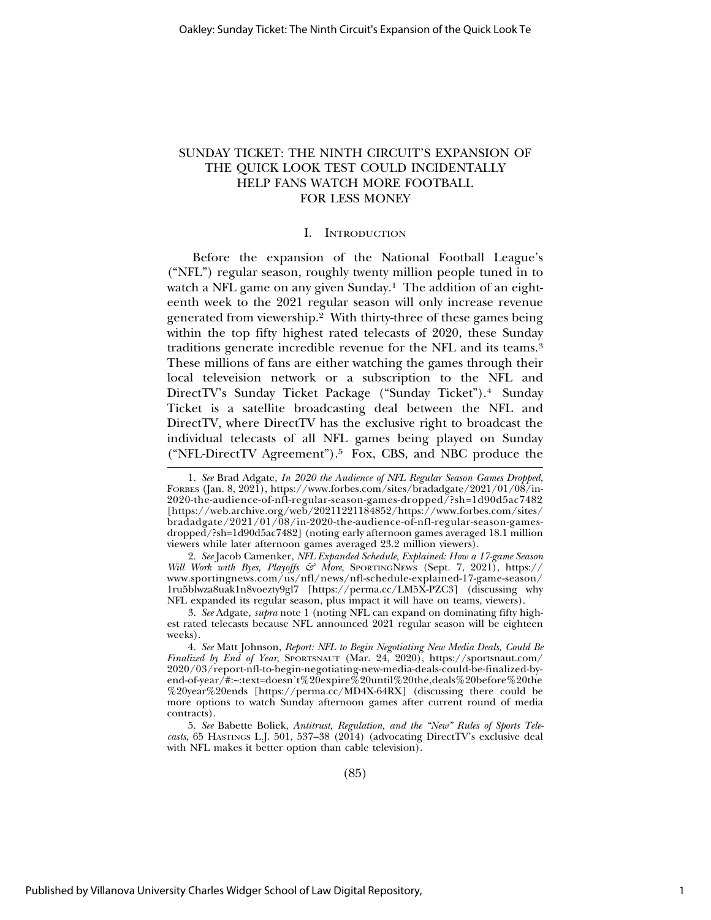# SUNDAY TICKET: THE NINTH CIRCUIT'S EXPANSION OF THE QUICK LOOK TEST COULD INCIDENTALLY HELP FANS WATCH MORE FOOTBALL FOR LESS MONEY

## I. Introduction

Before the expansion of the National Football League's ("NFL") regular season, roughly twenty million people tuned in to watch a NFL game on any given Sunday.[1] The addition of an eighteenth week to the 2021 regular season will only increase revenue generated from viewership.[2] With thirty-three of these games being within the top fifty highest rated telecasts of 2020, these Sunday traditions generate incredible revenue for the NFL and its teams.[3] These millions of fans are either watching the games through their local televeision network or a subscription to the NFL and DirectTV's Sunday Ticket Package ("Sunday Ticket").[4] Sunday Ticket is a satellite broadcasting deal between the NFL and DirectTV, where DirectTV has the exclusive right to broadcast the individual telecasts of all NFL games being played on Sunday ("NFL-DirectTV Agreement").[5] Fox, CBS, and NBC produce the

---

1. *See* Brad Adgate, *In 2020 the Audience of NFL Regular Season Games Dropped*, Forbes (Jan. 8, 2021), https://www.forbes.com/sites/bradadgate/2021/01/08/in-2020-the-audience-of-nfl-regular-season-games-dropped/?sh=1d90d5ac7482 [https://web.archive.org/web/20211221184852/https://www.forbes.com/sites/bradadgate/2021/01/08/in-2020-the-audience-of-nfl-regular-season-games-dropped/?sh=1d90d5ac7482] (noting early afternoon games averaged 18.1 million viewers while later afternoon games averaged 23.2 million viewers).

2. *See* Jacob Camenker, *NFL Expanded Schedule, Explained: How a 17-game Season Will Work with Byes, Playoffs & More*, SportingNews (Sept. 7, 2021), https://www.sportingnews.com/us/nfl/news/nfl-schedule-explained-17-game-season/1ru5blwza8uak1n8voezty9gl7 [https://perma.cc/LM5X-PZC3] (discussing why NFL expanded its regular season, plus impact it will have on teams, viewers).

3. *See* Adgate, *supra* note 1 (noting NFL can expand on dominating fifty highest rated telecasts because NFL announced 2021 regular season will be eighteen weeks).

4. *See* Matt Johnson, *Report: NFL to Begin Negotiating New Media Deals, Could Be Finalized by End of Year*, Sportsnaut (Mar. 24, 2020), https://sportsnaut.com/2020/03/report-nfl-to-begin-negotiating-new-media-deals-could-be-finalized-by-end-of-year/#:~:text=doesn't%20expire%20until%20the,deals%20before%20the%20year%20ends [https://perma.cc/MD4X-64RX] (discussing there could be more options to watch Sunday afternoon games after current round of media contracts).

5. *See* Babette Boliek, *Antitrust, Regulation, and the "New" Rules of Sports Telecasts*, 65 Hastings L.J. 501, 537–38 (2014) (advocating DirectTV's exclusive deal with NFL makes it better option than cable television).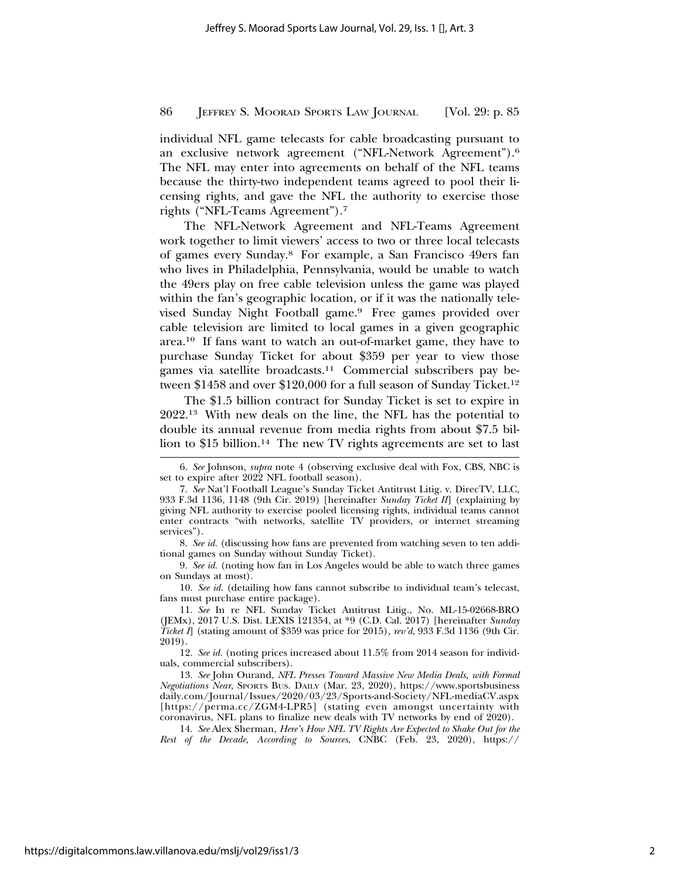individual NFL game telecasts for cable broadcasting pursuant to an exclusive network agreement ("NFL-Network Agreement").[6] The NFL may enter into agreements on behalf of the NFL teams because the thirty-two independent teams agreed to pool their licensing rights, and gave the NFL the authority to exercise those rights ("NFL-Teams Agreement").[7]

The NFL-Network Agreement and NFL-Teams Agreement work together to limit viewers' access to two or three local telecasts of games every Sunday.[8] For example, a San Francisco 49ers fan who lives in Philadelphia, Pennsylvania, would be unable to watch the 49ers play on free cable television unless the game was played within the fan's geographic location, or if it was the nationally televised Sunday Night Football game.[9] Free games provided over cable television are limited to local games in a given geographic area.[10] If fans want to watch an out-of-market game, they have to purchase Sunday Ticket for about $359 per year to view those games via satellite broadcasts.[11] Commercial subscribers pay between $1458 and over $120,000 for a full season of Sunday Ticket.[12]

The $1.5 billion contract for Sunday Ticket is set to expire in 2022.[13] With new deals on the line, the NFL has the potential to double its annual revenue from media rights from about $7.5 billion to $15 billion.[14] The new TV rights agreements are set to last

---

6. *See* Johnson, *supra* note 4 (observing exclusive deal with Fox, CBS, NBC is set to expire after 2022 NFL football season).

7. *See* Nat'l Football League's Sunday Ticket Antitrust Litig. v. DirecTV, LLC, 933 F.3d 1136, 1148 (9th Cir. 2019) [hereinafter *Sunday Ticket II*] (explaining by giving NFL authority to exercise pooled licensing rights, individual teams cannot enter contracts "with networks, satellite TV providers, or internet streaming services").

8. *See id.* (discussing how fans are prevented from watching seven to ten additional games on Sunday without Sunday Ticket).

9. *See id.* (noting how fan in Los Angeles would be able to watch three games on Sundays at most).

10. *See id.* (detailing how fans cannot subscribe to individual team's telecast, fans must purchase entire package).

11. *See* In re NFL Sunday Ticket Antitrust Litig., No. ML-15-02668-BRO (JEMx), 2017 U.S. Dist. LEXIS 121354, at *9 (C.D. Cal. 2017) [hereinafter *Sunday Ticket I*] (stating amount of $359 was price for 2015), *rev'd*, 933 F.3d 1136 (9th Cir. 2019).

12. *See id.* (noting prices increased about 11.5% from 2014 season for individuals, commercial subscribers).

13. *See* John Ourand, *NFL Presses Toward Massive New Media Deals, with Formal Negotiations Near*, Sports Bus. Daily (Mar. 23, 2020), https://www.sportsbusinessdaily.com/Journal/Issues/2020/03/23/Sports-and-Society/NFL-mediaCV.aspx [https://perma.cc/ZGM4-LPR5] (stating even amongst uncertainty with coronavirus, NFL plans to finalize new deals with TV networks by end of 2020).

14. *See* Alex Sherman, *Here's How NFL TV Rights Are Expected to Shake Out for the Rest of the Decade, According to Sources*, CNBC (Feb. 23, 2020), https://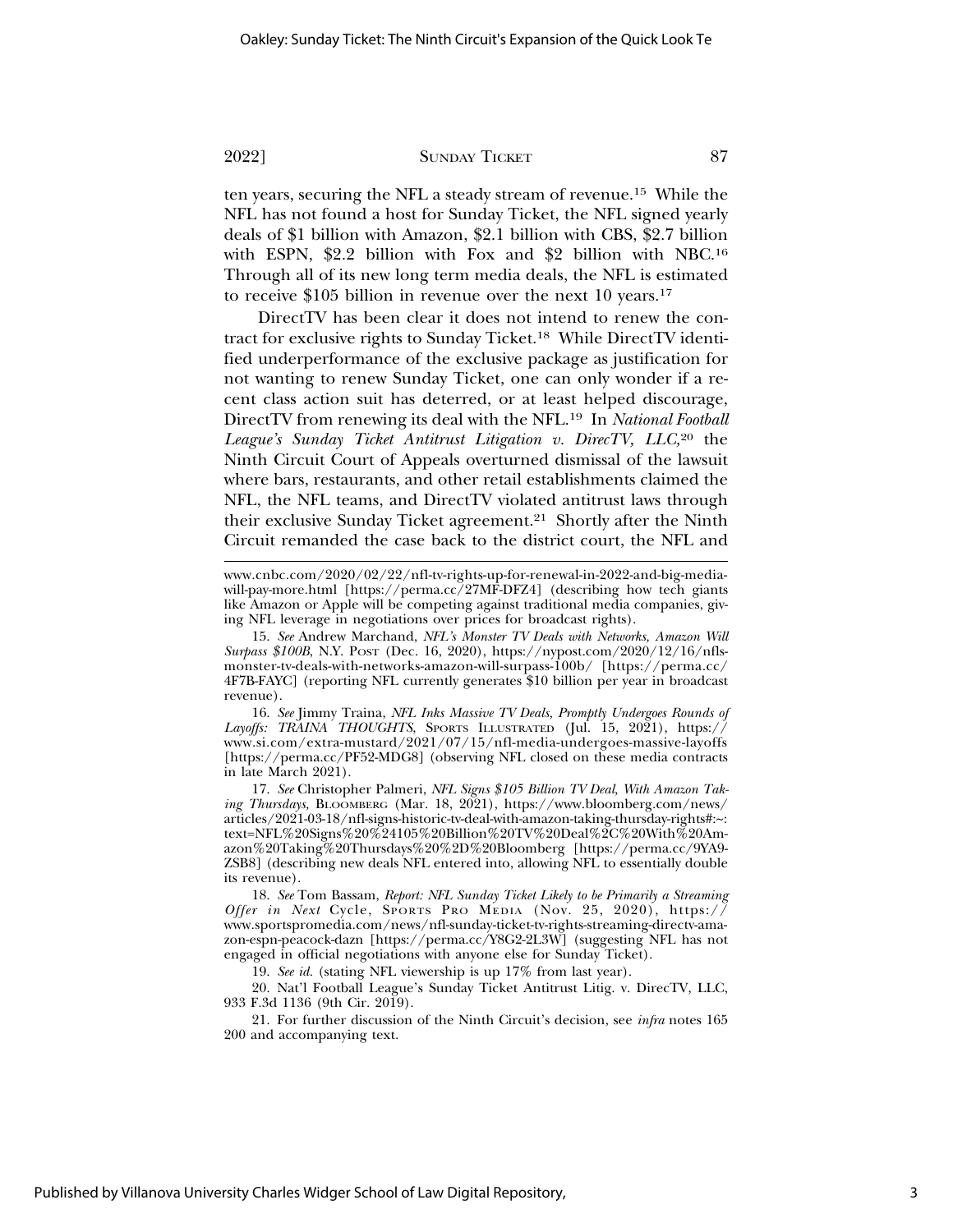ten years, securing the NFL a steady stream of revenue.[15] While the NFL has not found a host for Sunday Ticket, the NFL signed yearly deals of $1 billion with Amazon, $2.1 billion with CBS, $2.7 billion with ESPN, $2.2 billion with Fox and $2 billion with NBC.[16] Through all of its new long term media deals, the NFL is estimated to receive $105 billion in revenue over the next 10 years.[17]

DirectTV has been clear it does not intend to renew the contract for exclusive rights to Sunday Ticket.[18] While DirectTV identified underperformance of the exclusive package as justification for not wanting to renew Sunday Ticket, one can only wonder if a recent class action suit has deterred, or at least helped discourage, DirectTV from renewing its deal with the NFL.[19] In *National Football League's Sunday Ticket Antitrust Litigation v. DirecTV, LLC,*[20] the Ninth Circuit Court of Appeals overturned dismissal of the lawsuit where bars, restaurants, and other retail establishments claimed the NFL, the NFL teams, and DirectTV violated antitrust laws through their exclusive Sunday Ticket agreement.[21] Shortly after the Ninth Circuit remanded the case back to the district court, the NFL and

---

www.cnbc.com/2020/02/22/nfl-tv-rights-up-for-renewal-in-2022-and-big-media-will-pay-more.html [https://perma.cc/27MF-DFZ4] (describing how tech giants like Amazon or Apple will be competing against traditional media companies, giving NFL leverage in negotiations over prices for broadcast rights).

15. *See* Andrew Marchand, *NFL's Monster TV Deals with Networks, Amazon Will Surpass $100B*, N.Y. Post (Dec. 16, 2020), https://nypost.com/2020/12/16/nfls-monster-tv-deals-with-networks-amazon-will-surpass-100b/ [https://perma.cc/4F7B-FAYC] (reporting NFL currently generates $10 billion per year in broadcast revenue).

16. *See* Jimmy Traina, *NFL Inks Massive TV Deals, Promptly Undergoes Rounds of Layoffs: TRAINA THOUGHTS*, Sports Illustrated (Jul. 15, 2021), https://www.si.com/extra-mustard/2021/07/15/nfl-media-undergoes-massive-layoffs [https://perma.cc/PF52-MDG8] (observing NFL closed on these media contracts in late March 2021).

17. *See* Christopher Palmeri, *NFL Signs $105 Billion TV Deal, With Amazon Taking Thursdays*, Bloomberg (Mar. 18, 2021), https://www.bloomberg.com/news/articles/2021-03-18/nfl-signs-historic-tv-deal-with-amazon-taking-thursday-rights#:~:text=NFL%20Signs%20%24105%20Billion%20TV%20Deal%2C%20With%20Amazon%20Taking%20Thursdays%20%2D%20Bloomberg [https://perma.cc/9YA9-ZSB8] (describing new deals NFL entered into, allowing NFL to essentially double its revenue).

18. *See* Tom Bassam, *Report: NFL Sunday Ticket Likely to be Primarily a Streaming Offer in Next* Cycle, Sports Pro Media (Nov. 25, 2020), https://www.sportspromedia.com/news/nfl-sunday-ticket-tv-rights-streaming-directv-amazon-espn-peacock-dazn [https://perma.cc/Y8G2-2L3W] (suggesting NFL has not engaged in official negotiations with anyone else for Sunday Ticket).

19. *See id.* (stating NFL viewership is up 17% from last year).

20. Nat'l Football League's Sunday Ticket Antitrust Litig. v. DirecTV, LLC, 933 F.3d 1136 (9th Cir. 2019).

21. For further discussion of the Ninth Circuit's decision, see *infra* notes 165 200 and accompanying text.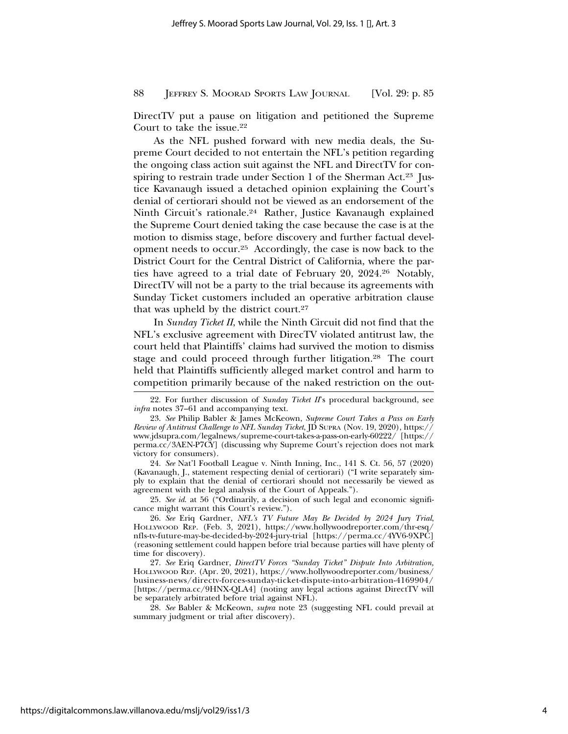DirectTV put a pause on litigation and petitioned the Supreme Court to take the issue.[22]

As the NFL pushed forward with new media deals, the Supreme Court decided to not entertain the NFL's petition regarding the ongoing class action suit against the NFL and DirectTV for conspiring to restrain trade under Section 1 of the Sherman Act.[23] Justice Kavanaugh issued a detached opinion explaining the Court's denial of certiorari should not be viewed as an endorsement of the Ninth Circuit's rationale.[24] Rather, Justice Kavanaugh explained the Supreme Court denied taking the case because the case is at the motion to dismiss stage, before discovery and further factual development needs to occur.[25] Accordingly, the case is now back to the District Court for the Central District of California, where the parties have agreed to a trial date of February 20, 2024.[26] Notably, DirectTV will not be a party to the trial because its agreements with Sunday Ticket customers included an operative arbitration clause that was upheld by the district court.[27]

In *Sunday Ticket II*, while the Ninth Circuit did not find that the NFL's exclusive agreement with DirecTV violated antitrust law, the court held that Plaintiffs' claims had survived the motion to dismiss stage and could proceed through further litigation.[28] The court held that Plaintiffs sufficiently alleged market control and harm to competition primarily because of the naked restriction on the out-

---

22. For further discussion of *Sunday Ticket II*'s procedural background, see *infra* notes 37–61 and accompanying text.

23. *See* Philip Babler & James McKeown, *Supreme Court Takes a Pass on Early Review of Antitrust Challenge to NFL Sunday Ticket*, JD SUPRA (Nov. 19, 2020), https://www.jdsupra.com/legalnews/supreme-court-takes-a-pass-on-early-60222/ [https://perma.cc/3AEN-P7CY] (discussing why Supreme Court's rejection does not mark victory for consumers).

24. *See* Nat'l Football League v. Ninth Inning, Inc., 141 S. Ct. 56, 57 (2020) (Kavanaugh, J., statement respecting denial of certiorari) ("I write separately simply to explain that the denial of certiorari should not necessarily be viewed as agreement with the legal analysis of the Court of Appeals.").

25. *See id.* at 56 ("Ordinarily, a decision of such legal and economic significance might warrant this Court's review.").

26. *See* Eriq Gardner, *NFL's TV Future May Be Decided by 2024 Jury Trial*, HOLLYWOOD REP. (Feb. 3, 2021), https://www.hollywoodreporter.com/thr-esq/nfls-tv-future-may-be-decided-by-2024-jury-trial [https://perma.cc/4YV6-9XPC] (reasoning settlement could happen before trial because parties will have plenty of time for discovery).

27. *See* Eriq Gardner, *DirectTV Forces "Sunday Ticket" Dispute Into Arbitration,* HOLLYWOOD REP. (Apr. 20, 2021), https://www.hollywoodreporter.com/business/business-news/directv-forces-sunday-ticket-dispute-into-arbitration-4169904/ [https://perma.cc/9HNX-QLA4] (noting any legal actions against DirectTV will be separately arbitrated before trial against NFL).

28. *See* Babler & McKeown, *supra* note 23 (suggesting NFL could prevail at summary judgment or trial after discovery).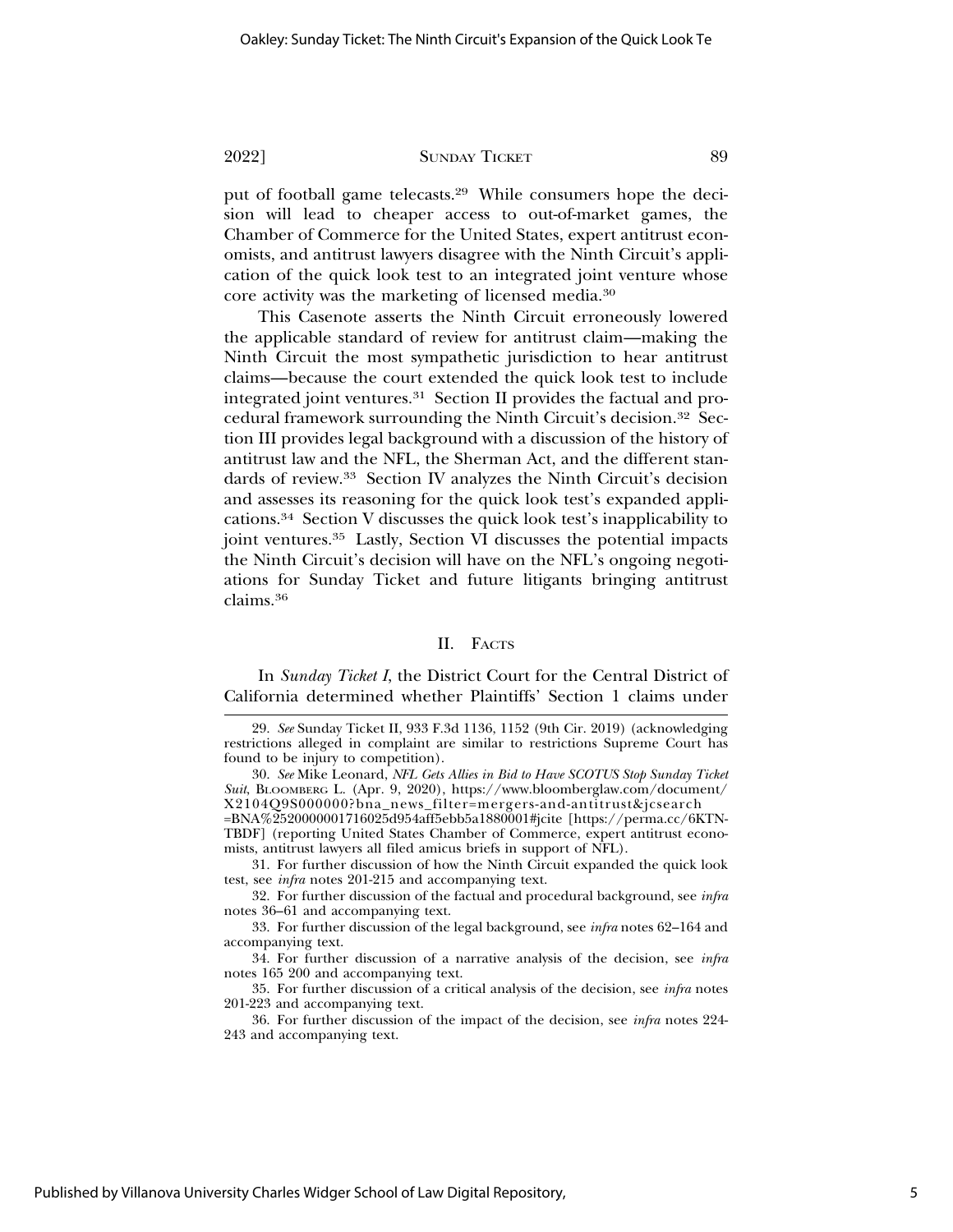put of football game telecasts.[29] While consumers hope the decision will lead to cheaper access to out-of-market games, the Chamber of Commerce for the United States, expert antitrust economists, and antitrust lawyers disagree with the Ninth Circuit's application of the quick look test to an integrated joint venture whose core activity was the marketing of licensed media.[30]

This Casenote asserts the Ninth Circuit erroneously lowered the applicable standard of review for antitrust claim—making the Ninth Circuit the most sympathetic jurisdiction to hear antitrust claims—because the court extended the quick look test to include integrated joint ventures.[31] Section II provides the factual and procedural framework surrounding the Ninth Circuit's decision.[32] Section III provides legal background with a discussion of the history of antitrust law and the NFL, the Sherman Act, and the different standards of review.[33] Section IV analyzes the Ninth Circuit's decision and assesses its reasoning for the quick look test's expanded applications.[34] Section V discusses the quick look test's inapplicability to joint ventures.[35] Lastly, Section VI discusses the potential impacts the Ninth Circuit's decision will have on the NFL's ongoing negotiations for Sunday Ticket and future litigants bringing antitrust claims.[36]

## II. Facts

In *Sunday Ticket I*, the District Court for the Central District of California determined whether Plaintiffs' Section 1 claims under

---

29. *See* Sunday Ticket II, 933 F.3d 1136, 1152 (9th Cir. 2019) (acknowledging restrictions alleged in complaint are similar to restrictions Supreme Court has found to be injury to competition).

30. *See* Mike Leonard, *NFL Gets Allies in Bid to Have SCOTUS Stop Sunday Ticket Suit*, Bloomberg L. (Apr. 9, 2020), https://www.bloomberglaw.com/document/X2104Q9S000000?bna_news_filter=mergers-and-antitrust&jcsearch=BNA%2520000001716025d954aff5ebb5a1880001#jcite [https://perma.cc/6KTN-TBDF] (reporting United States Chamber of Commerce, expert antitrust economists, antitrust lawyers all filed amicus briefs in support of NFL).

31. For further discussion of how the Ninth Circuit expanded the quick look test, see *infra* notes 201-215 and accompanying text.

32. For further discussion of the factual and procedural background, see *infra* notes 36–61 and accompanying text.

33. For further discussion of the legal background, see *infra* notes 62–164 and accompanying text.

34. For further discussion of a narrative analysis of the decision, see *infra* notes 165 200 and accompanying text.

35. For further discussion of a critical analysis of the decision, see *infra* notes 201-223 and accompanying text.

36. For further discussion of the impact of the decision, see *infra* notes 224-243 and accompanying text.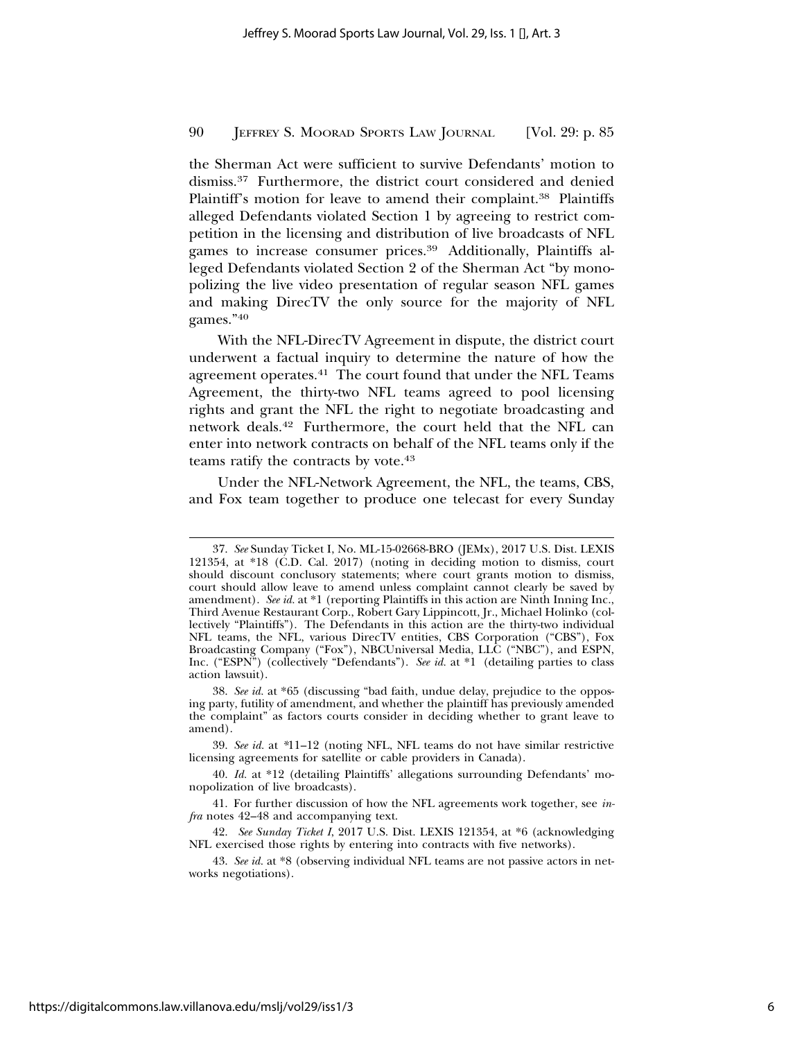the Sherman Act were sufficient to survive Defendants' motion to dismiss.[37] Furthermore, the district court considered and denied Plaintiff's motion for leave to amend their complaint.[38] Plaintiffs alleged Defendants violated Section 1 by agreeing to restrict competition in the licensing and distribution of live broadcasts of NFL games to increase consumer prices.[39] Additionally, Plaintiffs alleged Defendants violated Section 2 of the Sherman Act "by monopolizing the live video presentation of regular season NFL games and making DirecTV the only source for the majority of NFL games."[40]

With the NFL-DirecTV Agreement in dispute, the district court underwent a factual inquiry to determine the nature of how the agreement operates.[41] The court found that under the NFL Teams Agreement, the thirty-two NFL teams agreed to pool licensing rights and grant the NFL the right to negotiate broadcasting and network deals.[42] Furthermore, the court held that the NFL can enter into network contracts on behalf of the NFL teams only if the teams ratify the contracts by vote.[43]

Under the NFL-Network Agreement, the NFL, the teams, CBS, and Fox team together to produce one telecast for every Sunday

---

37. *See* Sunday Ticket I, No. ML-15-02668-BRO (JEMx), 2017 U.S. Dist. LEXIS 121354, at *18 (C.D. Cal. 2017) (noting in deciding motion to dismiss, court should discount conclusory statements; where court grants motion to dismiss, court should allow leave to amend unless complaint cannot clearly be saved by amendment). *See id.* at *1 (reporting Plaintiffs in this action are Ninth Inning Inc., Third Avenue Restaurant Corp., Robert Gary Lippincott, Jr., Michael Holinko (collectively "Plaintiffs"). The Defendants in this action are the thirty-two individual NFL teams, the NFL, various DirecTV entities, CBS Corporation ("CBS"), Fox Broadcasting Company ("Fox"), NBCUniversal Media, LLC ("NBC"), and ESPN, Inc. ("ESPN") (collectively "Defendants"). *See id.* at *1 (detailing parties to class action lawsuit).

38. *See id.* at *65 (discussing "bad faith, undue delay, prejudice to the opposing party, futility of amendment, and whether the plaintiff has previously amended the complaint" as factors courts consider in deciding whether to grant leave to amend).

39. *See id.* at *11–12 (noting NFL, NFL teams do not have similar restrictive licensing agreements for satellite or cable providers in Canada).

40. *Id.* at *12 (detailing Plaintiffs' allegations surrounding Defendants' monopolization of live broadcasts).

41. For further discussion of how the NFL agreements work together, see *infra* notes 42–48 and accompanying text.

42. *See Sunday Ticket I*, 2017 U.S. Dist. LEXIS 121354, at *6 (acknowledging NFL exercised those rights by entering into contracts with five networks).

43. *See id.* at *8 (observing individual NFL teams are not passive actors in networks negotiations).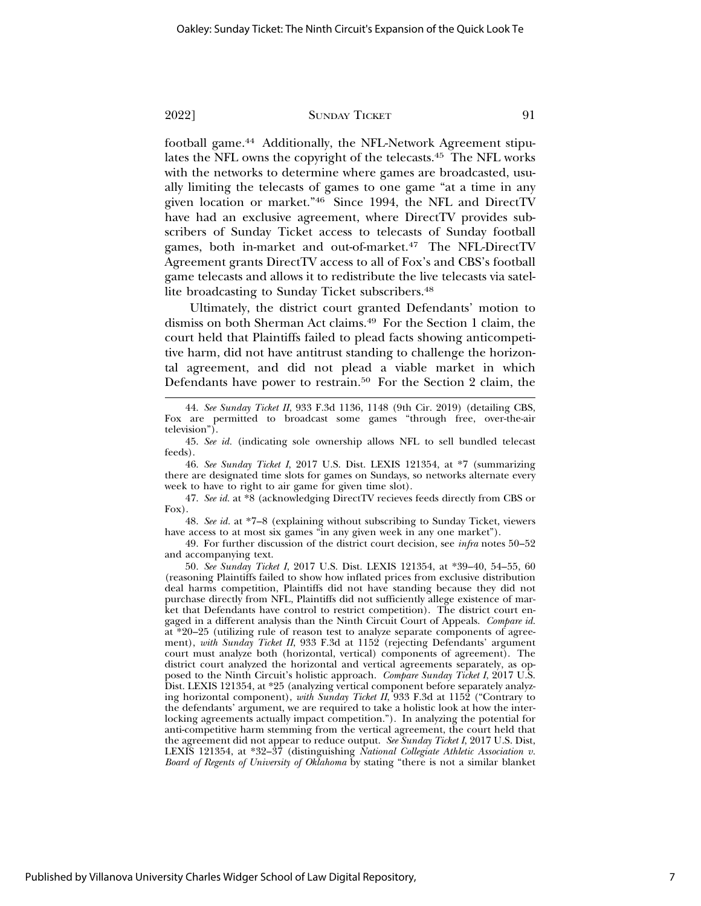football game.[44] Additionally, the NFL-Network Agreement stipulates the NFL owns the copyright of the telecasts.[45] The NFL works with the networks to determine where games are broadcasted, usually limiting the telecasts of games to one game "at a time in any given location or market."[46] Since 1994, the NFL and DirectTV have had an exclusive agreement, where DirectTV provides subscribers of Sunday Ticket access to telecasts of Sunday football games, both in-market and out-of-market.[47] The NFL-DirectTV Agreement grants DirectTV access to all of Fox's and CBS's football game telecasts and allows it to redistribute the live telecasts via satellite broadcasting to Sunday Ticket subscribers.[48]

Ultimately, the district court granted Defendants' motion to dismiss on both Sherman Act claims.[49] For the Section 1 claim, the court held that Plaintiffs failed to plead facts showing anticompetitive harm, did not have antitrust standing to challenge the horizontal agreement, and did not plead a viable market in which Defendants have power to restrain.[50] For the Section 2 claim, the

---

44. *See Sunday Ticket II*, 933 F.3d 1136, 1148 (9th Cir. 2019) (detailing CBS, Fox are permitted to broadcast some games "through free, over-the-air television").

45. *See id.* (indicating sole ownership allows NFL to sell bundled telecast feeds).

46. *See Sunday Ticket I*, 2017 U.S. Dist. LEXIS 121354, at *7 (summarizing there are designated time slots for games on Sundays, so networks alternate every week to have to right to air game for given time slot).

47. *See id.* at *8 (acknowledging DirectTV recieves feeds directly from CBS or Fox).

48. *See id.* at *7–8 (explaining without subscribing to Sunday Ticket, viewers have access to at most six games "in any given week in any one market").

49. For further discussion of the district court decision, see *infra* notes 50–52 and accompanying text.

50. *See Sunday Ticket I*, 2017 U.S. Dist. LEXIS 121354, at *39–40, 54–55, 60 (reasoning Plaintiffs failed to show how inflated prices from exclusive distribution deal harms competition, Plaintiffs did not have standing because they did not purchase directly from NFL, Plaintiffs did not sufficiently allege existence of market that Defendants have control to restrict competition). The district court engaged in a different analysis than the Ninth Circuit Court of Appeals. *Compare id.* at *20–25 (utilizing rule of reason test to analyze separate components of agreement), *with Sunday Ticket II*, 933 F.3d at 1152 (rejecting Defendants' argument court must analyze both (horizontal, vertical) components of agreement). The district court analyzed the horizontal and vertical agreements separately, as opposed to the Ninth Circuit's holistic approach. *Compare Sunday Ticket I*, 2017 U.S. Dist. LEXIS 121354, at *25 (analyzing vertical component before separately analyzing horizontal component), *with Sunday Ticket II*, 933 F.3d at 1152 ("Contrary to the defendants' argument, we are required to take a holistic look at how the interlocking agreements actually impact competition."). In analyzing the potential for anti-competitive harm stemming from the vertical agreement, the court held that the agreement did not appear to reduce output. *See Sunday Ticket I*, 2017 U.S. Dist, LEXIS 121354, at *32–37 (distinguishing *National Collegiate Athletic Association v. Board of Regents of University of Oklahoma* by stating "there is not a similar blanket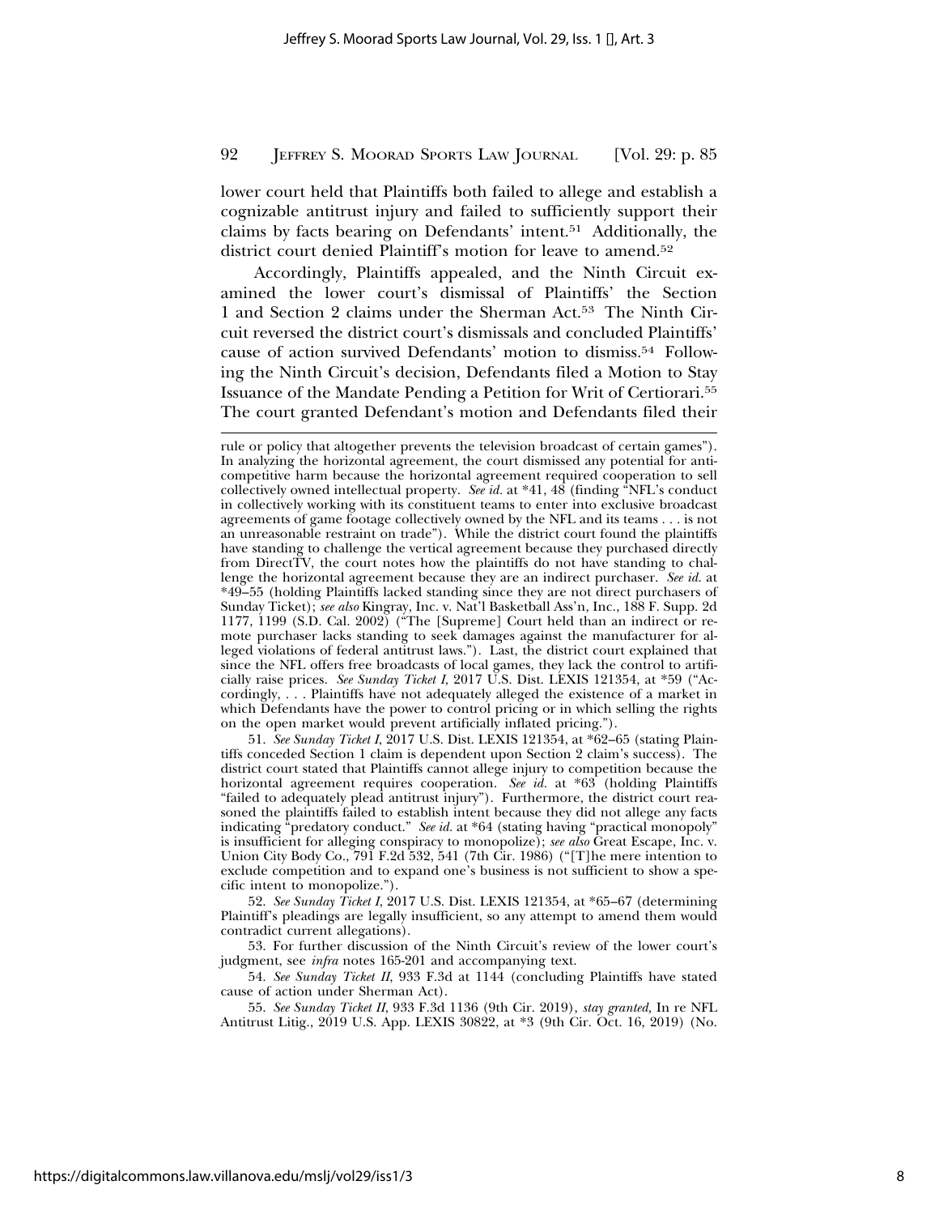lower court held that Plaintiffs both failed to allege and establish a cognizable antitrust injury and failed to sufficiently support their claims by facts bearing on Defendants' intent.[51] Additionally, the district court denied Plaintiff's motion for leave to amend.[52]

Accordingly, Plaintiffs appealed, and the Ninth Circuit examined the lower court's dismissal of Plaintiffs' the Section 1 and Section 2 claims under the Sherman Act.[53] The Ninth Circuit reversed the district court's dismissals and concluded Plaintiffs' cause of action survived Defendants' motion to dismiss.[54] Following the Ninth Circuit's decision, Defendants filed a Motion to Stay Issuance of the Mandate Pending a Petition for Writ of Certiorari.[55] The court granted Defendant's motion and Defendants filed their

---

rule or policy that altogether prevents the television broadcast of certain games"). In analyzing the horizontal agreement, the court dismissed any potential for anticompetitive harm because the horizontal agreement required cooperation to sell collectively owned intellectual property. *See id.* at *41, 48 (finding "NFL's conduct in collectively working with its constituent teams to enter into exclusive broadcast agreements of game footage collectively owned by the NFL and its teams . . . is not an unreasonable restraint on trade"). While the district court found the plaintiffs have standing to challenge the vertical agreement because they purchased directly from DirectTV, the court notes how the plaintiffs do not have standing to challenge the horizontal agreement because they are an indirect purchaser. *See id.* at *49–55 (holding Plaintiffs lacked standing since they are not direct purchasers of Sunday Ticket); *see also* Kingray, Inc. v. Nat'l Basketball Ass'n, Inc., 188 F. Supp. 2d 1177, 1199 (S.D. Cal. 2002) ("The [Supreme] Court held than an indirect or remote purchaser lacks standing to seek damages against the manufacturer for alleged violations of federal antitrust laws."). Last, the district court explained that since the NFL offers free broadcasts of local games, they lack the control to artificially raise prices. *See Sunday Ticket I*, 2017 U.S. Dist. LEXIS 121354, at *59 ("Accordingly, . . . Plaintiffs have not adequately alleged the existence of a market in which Defendants have the power to control pricing or in which selling the rights on the open market would prevent artificially inflated pricing.").

51. *See Sunday Ticket I*, 2017 U.S. Dist. LEXIS 121354, at *62–65 (stating Plaintiffs conceded Section 1 claim is dependent upon Section 2 claim's success). The district court stated that Plaintiffs cannot allege injury to competition because the horizontal agreement requires cooperation. *See id.* at *63 (holding Plaintiffs "failed to adequately plead antitrust injury"). Furthermore, the district court reasoned the plaintiffs failed to establish intent because they did not allege any facts indicating "predatory conduct." *See id.* at *64 (stating having "practical monopoly" is insufficient for alleging conspiracy to monopolize); *see also* Great Escape, Inc. v. Union City Body Co., 791 F.2d 532, 541 (7th Cir. 1986) ("[T]he mere intention to exclude competition and to expand one's business is not sufficient to show a specific intent to monopolize.").

52. *See Sunday Ticket I*, 2017 U.S. Dist. LEXIS 121354, at *65–67 (determining Plaintiff's pleadings are legally insufficient, so any attempt to amend them would contradict current allegations).

53. For further discussion of the Ninth Circuit's review of the lower court's judgment, see *infra* notes 165-201 and accompanying text.

54. *See Sunday Ticket II*, 933 F.3d at 1144 (concluding Plaintiffs have stated cause of action under Sherman Act).

55. *See Sunday Ticket II*, 933 F.3d 1136 (9th Cir. 2019), *stay granted*, In re NFL Antitrust Litig., 2019 U.S. App. LEXIS 30822, at *3 (9th Cir. Oct. 16, 2019) (No.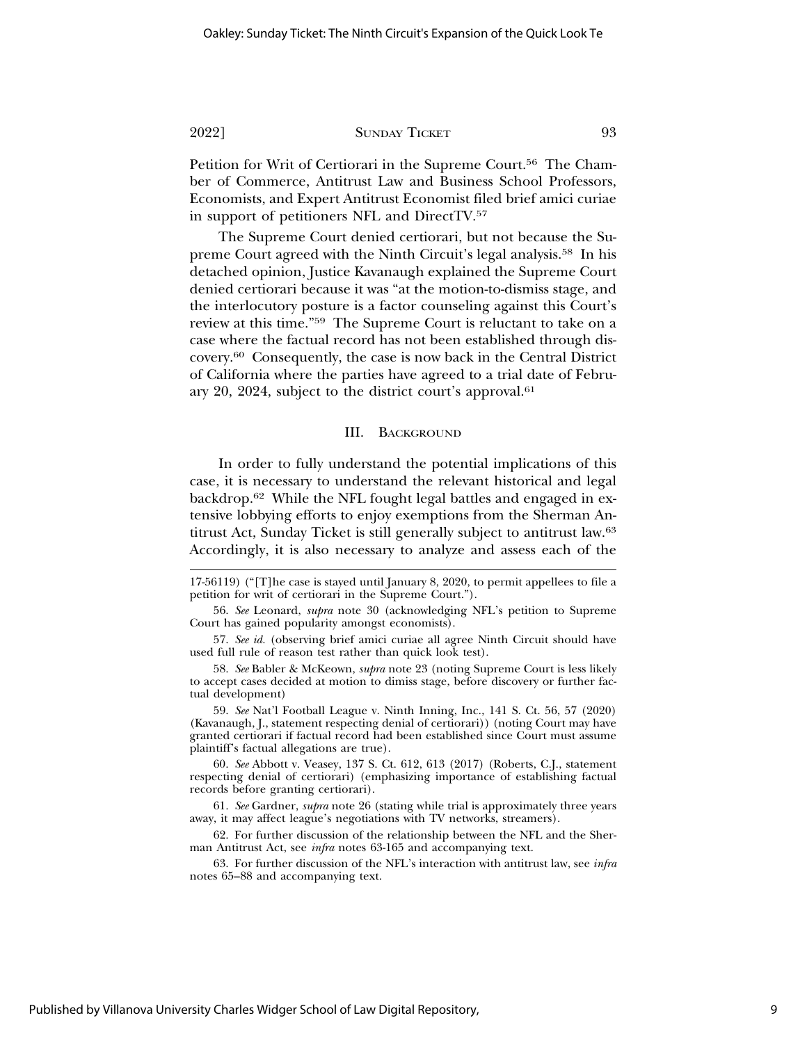Petition for Writ of Certiorari in the Supreme Court.[56] The Chamber of Commerce, Antitrust Law and Business School Professors, Economists, and Expert Antitrust Economist filed brief amici curiae in support of petitioners NFL and DirectTV.[57]

The Supreme Court denied certiorari, but not because the Supreme Court agreed with the Ninth Circuit's legal analysis.[58] In his detached opinion, Justice Kavanaugh explained the Supreme Court denied certiorari because it was "at the motion-to-dismiss stage, and the interlocutory posture is a factor counseling against this Court's review at this time."[59] The Supreme Court is reluctant to take on a case where the factual record has not been established through discovery.[60] Consequently, the case is now back in the Central District of California where the parties have agreed to a trial date of February 20, 2024, subject to the district court's approval.[61]

## III. Background

In order to fully understand the potential implications of this case, it is necessary to understand the relevant historical and legal backdrop.[62] While the NFL fought legal battles and engaged in extensive lobbying efforts to enjoy exemptions from the Sherman Antitrust Act, Sunday Ticket is still generally subject to antitrust law.[63] Accordingly, it is also necessary to analyze and assess each of the

---

17-56119) ("[T]he case is stayed until January 8, 2020, to permit appellees to file a petition for writ of certiorari in the Supreme Court.").

56. *See* Leonard, *supra* note 30 (acknowledging NFL's petition to Supreme Court has gained popularity amongst economists).

57. *See id.* (observing brief amici curiae all agree Ninth Circuit should have used full rule of reason test rather than quick look test).

58. *See* Babler & McKeown, *supra* note 23 (noting Supreme Court is less likely to accept cases decided at motion to dimiss stage, before discovery or further factual development)

59. *See* Nat'l Football League v. Ninth Inning, Inc., 141 S. Ct. 56, 57 (2020) (Kavanaugh, J., statement respecting denial of certiorari)) (noting Court may have granted certiorari if factual record had been established since Court must assume plaintiff's factual allegations are true).

60. *See* Abbott v. Veasey, 137 S. Ct. 612, 613 (2017) (Roberts, C.J., statement respecting denial of certiorari) (emphasizing importance of establishing factual records before granting certiorari).

61. *See* Gardner, *supra* note 26 (stating while trial is approximately three years away, it may affect league's negotiations with TV networks, streamers).

62. For further discussion of the relationship between the NFL and the Sherman Antitrust Act, see *infra* notes 63-165 and accompanying text.

63. For further discussion of the NFL's interaction with antitrust law, see *infra* notes 65–88 and accompanying text.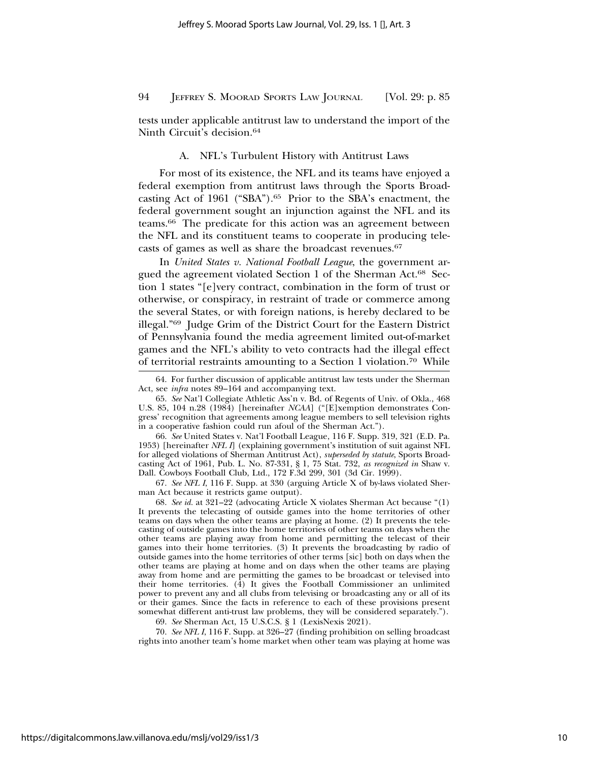tests under applicable antitrust law to understand the import of the Ninth Circuit's decision.[64]

### A. NFL's Turbulent History with Antitrust Laws

For most of its existence, the NFL and its teams have enjoyed a federal exemption from antitrust laws through the Sports Broadcasting Act of 1961 ("SBA").[65] Prior to the SBA's enactment, the federal government sought an injunction against the NFL and its teams.[66] The predicate for this action was an agreement between the NFL and its constituent teams to cooperate in producing telecasts of games as well as share the broadcast revenues.[67]

In *United States v. National Football League*, the government argued the agreement violated Section 1 of the Sherman Act.[68] Section 1 states "[e]very contract, combination in the form of trust or otherwise, or conspiracy, in restraint of trade or commerce among the several States, or with foreign nations, is hereby declared to be illegal."[69] Judge Grim of the District Court for the Eastern District of Pennsylvania found the media agreement limited out-of-market games and the NFL's ability to veto contracts had the illegal effect of territorial restraints amounting to a Section 1 violation.[70] While

---

64. For further discussion of applicable antitrust law tests under the Sherman Act, see *infra* notes 89–164 and accompanying text.

65. *See* Nat'l Collegiate Athletic Ass'n v. Bd. of Regents of Univ. of Okla., 468 U.S. 85, 104 n.28 (1984) [hereinafter *NCAA*] ("[E]xemption demonstrates Congress' recognition that agreements among league members to sell television rights in a cooperative fashion could run afoul of the Sherman Act.").

66. *See* United States v. Nat'l Football League, 116 F. Supp. 319, 321 (E.D. Pa. 1953) [hereinafter *NFL I*] (explaining government's institution of suit against NFL for alleged violations of Sherman Antitrust Act), *superseded by statute*, Sports Broadcasting Act of 1961, Pub. L. No. 87-331, § 1, 75 Stat. 732, *as recognized in* Shaw v. Dall. Cowboys Football Club, Ltd., 172 F.3d 299, 301 (3d Cir. 1999).

67. *See NFL I*, 116 F. Supp. at 330 (arguing Article X of by-laws violated Sherman Act because it restricts game output).

68. *See id.* at 321–22 (advocating Article X violates Sherman Act because "(1) It prevents the telecasting of outside games into the home territories of other teams on days when the other teams are playing at home. (2) It prevents the telecasting of outside games into the home territories of other teams on days when the other teams are playing away from home and permitting the telecast of their games into their home territories. (3) It prevents the broadcasting by radio of outside games into the home territories of other terms [sic] both on days when the other teams are playing at home and on days when the other teams are playing away from home and are permitting the games to be broadcast or televised into their home territories. (4) It gives the Football Commissioner an unlimited power to prevent any and all clubs from televising or broadcasting any or all of its or their games. Since the facts in reference to each of these provisions present somewhat different anti-trust law problems, they will be considered separately.").

69. *See* Sherman Act, 15 U.S.C.S. § 1 (LexisNexis 2021).

70. *See NFL I*, 116 F. Supp. at 326–27 (finding prohibition on selling broadcast rights into another team's home market when other team was playing at home was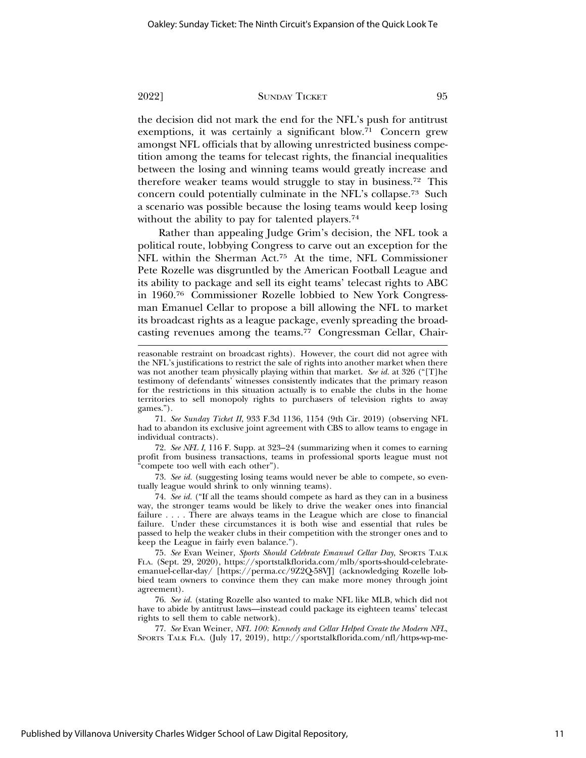the decision did not mark the end for the NFL's push for antitrust exemptions, it was certainly a significant blow.[71] Concern grew amongst NFL officials that by allowing unrestricted business competition among the teams for telecast rights, the financial inequalities between the losing and winning teams would greatly increase and therefore weaker teams would struggle to stay in business.[72] This concern could potentially culminate in the NFL's collapse.[73] Such a scenario was possible because the losing teams would keep losing without the ability to pay for talented players.[74]

Rather than appealing Judge Grim's decision, the NFL took a political route, lobbying Congress to carve out an exception for the NFL within the Sherman Act.[75] At the time, NFL Commissioner Pete Rozelle was disgruntled by the American Football League and its ability to package and sell its eight teams' telecast rights to ABC in 1960.[76] Commissioner Rozelle lobbied to New York Congressman Emanuel Cellar to propose a bill allowing the NFL to market its broadcast rights as a league package, evenly spreading the broadcasting revenues among the teams.[77] Congressman Cellar, Chair-

---

reasonable restraint on broadcast rights). However, the court did not agree with the NFL's justifications to restrict the sale of rights into another market when there was not another team physically playing within that market. *See id.* at 326 ("[T]he testimony of defendants' witnesses consistently indicates that the primary reason for the restrictions in this situation actually is to enable the clubs in the home territories to sell monopoly rights to purchasers of television rights to away games.").

71. *See Sunday Ticket II*, 933 F.3d 1136, 1154 (9th Cir. 2019) (observing NFL had to abandon its exclusive joint agreement with CBS to allow teams to engage in individual contracts).

72. *See NFL I*, 116 F. Supp. at 323–24 (summarizing when it comes to earning profit from business transactions, teams in professional sports league must not "compete too well with each other").

73. *See id.* (suggesting losing teams would never be able to compete, so eventually league would shrink to only winning teams).

74. *See id.* ("If all the teams should compete as hard as they can in a business way, the stronger teams would be likely to drive the weaker ones into financial failure . . . . There are always teams in the League which are close to financial failure. Under these circumstances it is both wise and essential that rules be passed to help the weaker clubs in their competition with the stronger ones and to keep the League in fairly even balance.").

75. *See* Evan Weiner, *Sports Should Celebrate Emanuel Cellar Day*, SPORTS TALK FLA. (Sept. 29, 2020), https://sportstalkflorida.com/mlb/sports-should-celebrate-emanuel-cellar-day/ [https://perma.cc/9Z2Q-58VJ] (acknowledging Rozelle lobbied team owners to convince them they can make more money through joint agreement).

76. *See id.* (stating Rozelle also wanted to make NFL like MLB, which did not have to abide by antitrust laws—instead could package its eighteen teams' telecast rights to sell them to cable network).

77. *See* Evan Weiner, *NFL 100: Kennedy and Cellar Helped Create the Modern NFL*, SPORTS TALK FLA. (July 17, 2019), http://sportstalkflorida.com/nfl/https-wp-me-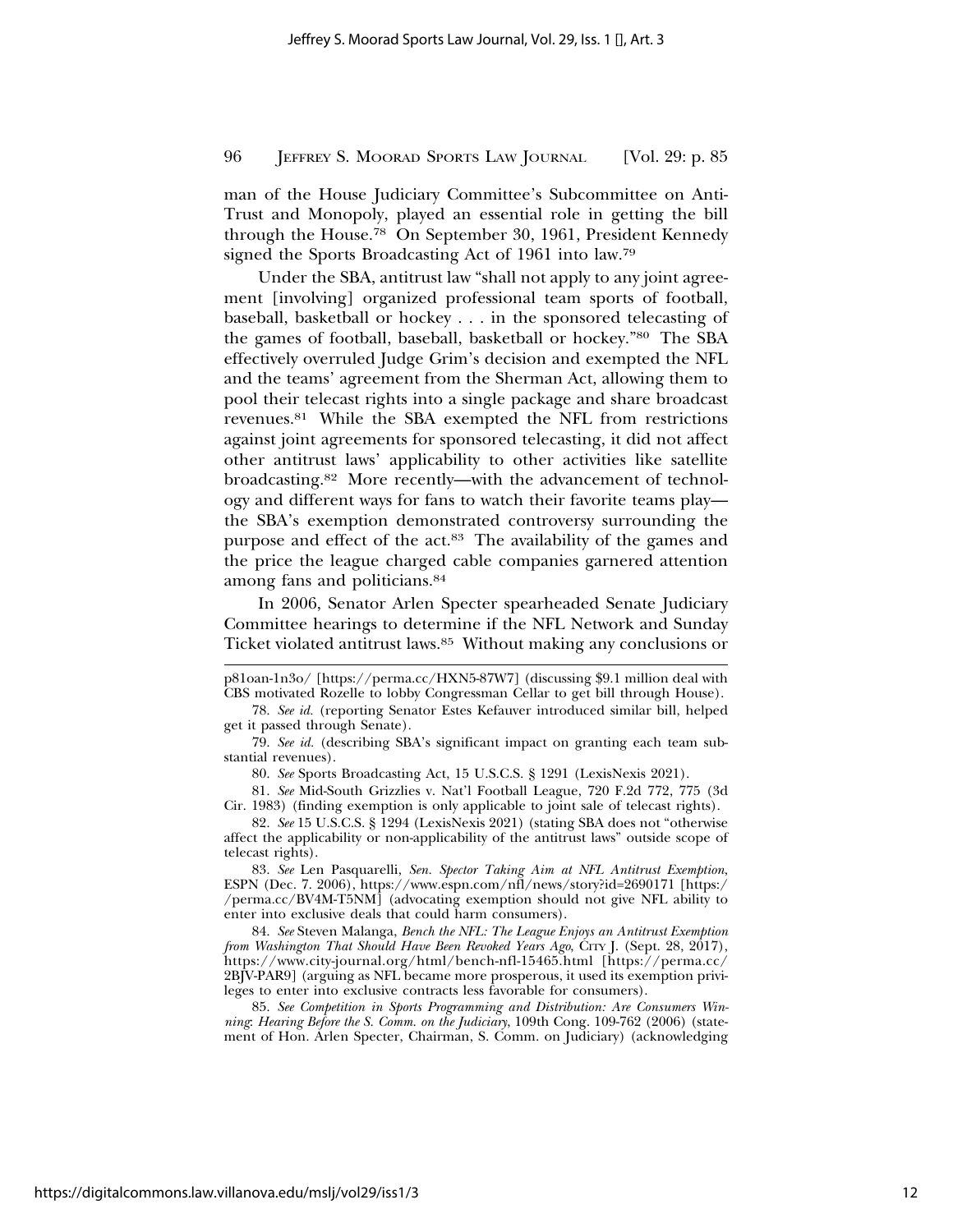man of the House Judiciary Committee's Subcommittee on Anti-Trust and Monopoly, played an essential role in getting the bill through the House.[78] On September 30, 1961, President Kennedy signed the Sports Broadcasting Act of 1961 into law.[79]

Under the SBA, antitrust law "shall not apply to any joint agreement [involving] organized professional team sports of football, baseball, basketball or hockey . . . in the sponsored telecasting of the games of football, baseball, basketball or hockey."[80] The SBA effectively overruled Judge Grim's decision and exempted the NFL and the teams' agreement from the Sherman Act, allowing them to pool their telecast rights into a single package and share broadcast revenues.[81] While the SBA exempted the NFL from restrictions against joint agreements for sponsored telecasting, it did not affect other antitrust laws' applicability to other activities like satellite broadcasting.[82] More recently—with the advancement of technology and different ways for fans to watch their favorite teams play—the SBA's exemption demonstrated controversy surrounding the purpose and effect of the act.[83] The availability of the games and the price the league charged cable companies garnered attention among fans and politicians.[84]

In 2006, Senator Arlen Specter spearheaded Senate Judiciary Committee hearings to determine if the NFL Network and Sunday Ticket violated antitrust laws.[85] Without making any conclusions or

---

p81oan-1n3o/ [https://perma.cc/HXN5-87W7] (discussing $9.1 million deal with CBS motivated Rozelle to lobby Congressman Cellar to get bill through House).

78. *See id.* (reporting Senator Estes Kefauver introduced similar bill, helped get it passed through Senate).

79. *See id.* (describing SBA's significant impact on granting each team substantial revenues).

80. *See* Sports Broadcasting Act, 15 U.S.C.S. § 1291 (LexisNexis 2021).

81. *See* Mid-South Grizzlies v. Nat'l Football League, 720 F.2d 772, 775 (3d Cir. 1983) (finding exemption is only applicable to joint sale of telecast rights).

82. *See* 15 U.S.C.S. § 1294 (LexisNexis 2021) (stating SBA does not "otherwise affect the applicability or non-applicability of the antitrust laws" outside scope of telecast rights).

83. *See* Len Pasquarelli, *Sen. Spector Taking Aim at NFL Antitrust Exemption*, ESPN (Dec. 7. 2006), https://www.espn.com/nfl/news/story?id=2690171 [https://perma.cc/BV4M-T5NM] (advocating exemption should not give NFL ability to enter into exclusive deals that could harm consumers).

84. *See* Steven Malanga, *Bench the NFL: The League Enjoys an Antitrust Exemption from Washington That Should Have Been Revoked Years Ago*, CITY J. (Sept. 28, 2017), https://www.city-journal.org/html/bench-nfl-15465.html [https://perma.cc/2BJV-PAR9] (arguing as NFL became more prosperous, it used its exemption privileges to enter into exclusive contracts less favorable for consumers).

85. *See Competition in Sports Programming and Distribution: Are Consumers Winning*: *Hearing Before the S. Comm. on the Judiciary*, 109th Cong. 109-762 (2006) (statement of Hon. Arlen Specter, Chairman, S. Comm. on Judiciary) (acknowledging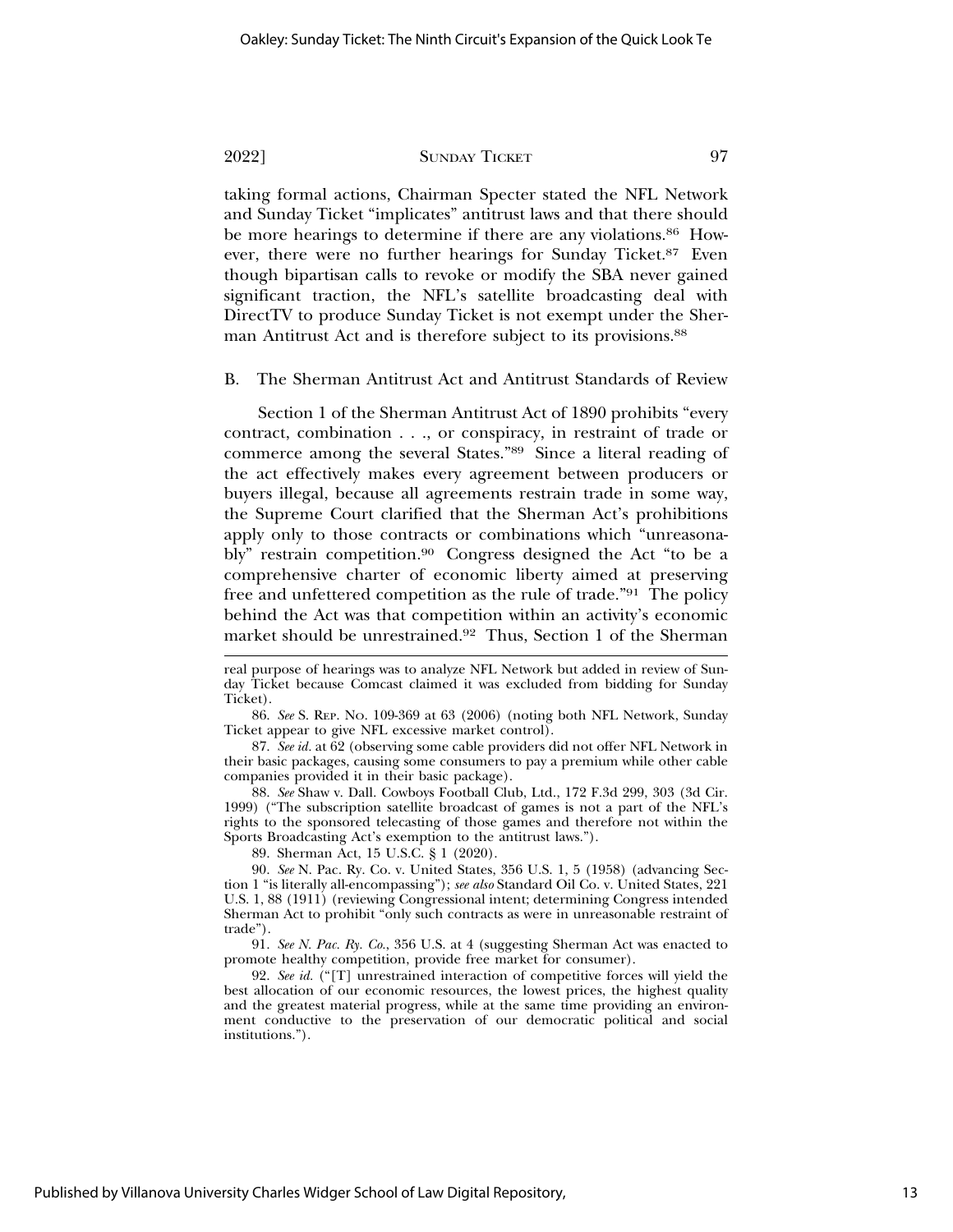taking formal actions, Chairman Specter stated the NFL Network and Sunday Ticket "implicates" antitrust laws and that there should be more hearings to determine if there are any violations.[86] However, there were no further hearings for Sunday Ticket.[87] Even though bipartisan calls to revoke or modify the SBA never gained significant traction, the NFL's satellite broadcasting deal with DirectTV to produce Sunday Ticket is not exempt under the Sherman Antitrust Act and is therefore subject to its provisions.[88]

## B. The Sherman Antitrust Act and Antitrust Standards of Review

Section 1 of the Sherman Antitrust Act of 1890 prohibits "every contract, combination . . ., or conspiracy, in restraint of trade or commerce among the several States."[89] Since a literal reading of the act effectively makes every agreement between producers or buyers illegal, because all agreements restrain trade in some way, the Supreme Court clarified that the Sherman Act's prohibitions apply only to those contracts or combinations which "unreasonably" restrain competition.[90] Congress designed the Act "to be a comprehensive charter of economic liberty aimed at preserving free and unfettered competition as the rule of trade."[91] The policy behind the Act was that competition within an activity's economic market should be unrestrained.[92] Thus, Section 1 of the Sherman

---

real purpose of hearings was to analyze NFL Network but added in review of Sunday Ticket because Comcast claimed it was excluded from bidding for Sunday Ticket).

86. *See* S. Rep. No. 109-369 at 63 (2006) (noting both NFL Network, Sunday Ticket appear to give NFL excessive market control).

87. *See id.* at 62 (observing some cable providers did not offer NFL Network in their basic packages, causing some consumers to pay a premium while other cable companies provided it in their basic package).

88. *See* Shaw v. Dall. Cowboys Football Club, Ltd., 172 F.3d 299, 303 (3d Cir. 1999) ("The subscription satellite broadcast of games is not a part of the NFL's rights to the sponsored telecasting of those games and therefore not within the Sports Broadcasting Act's exemption to the antitrust laws.").

89. Sherman Act, 15 U.S.C. § 1 (2020).

90. *See* N. Pac. Ry. Co. v. United States, 356 U.S. 1, 5 (1958) (advancing Section 1 "is literally all-encompassing"); *see also* Standard Oil Co. v. United States, 221 U.S. 1, 88 (1911) (reviewing Congressional intent; determining Congress intended Sherman Act to prohibit "only such contracts as were in unreasonable restraint of trade").

91. *See N. Pac. Ry. Co.*, 356 U.S. at 4 (suggesting Sherman Act was enacted to promote healthy competition, provide free market for consumer).

92. *See id.* ("[T] unrestrained interaction of competitive forces will yield the best allocation of our economic resources, the lowest prices, the highest quality and the greatest material progress, while at the same time providing an environment conductive to the preservation of our democratic political and social institutions.").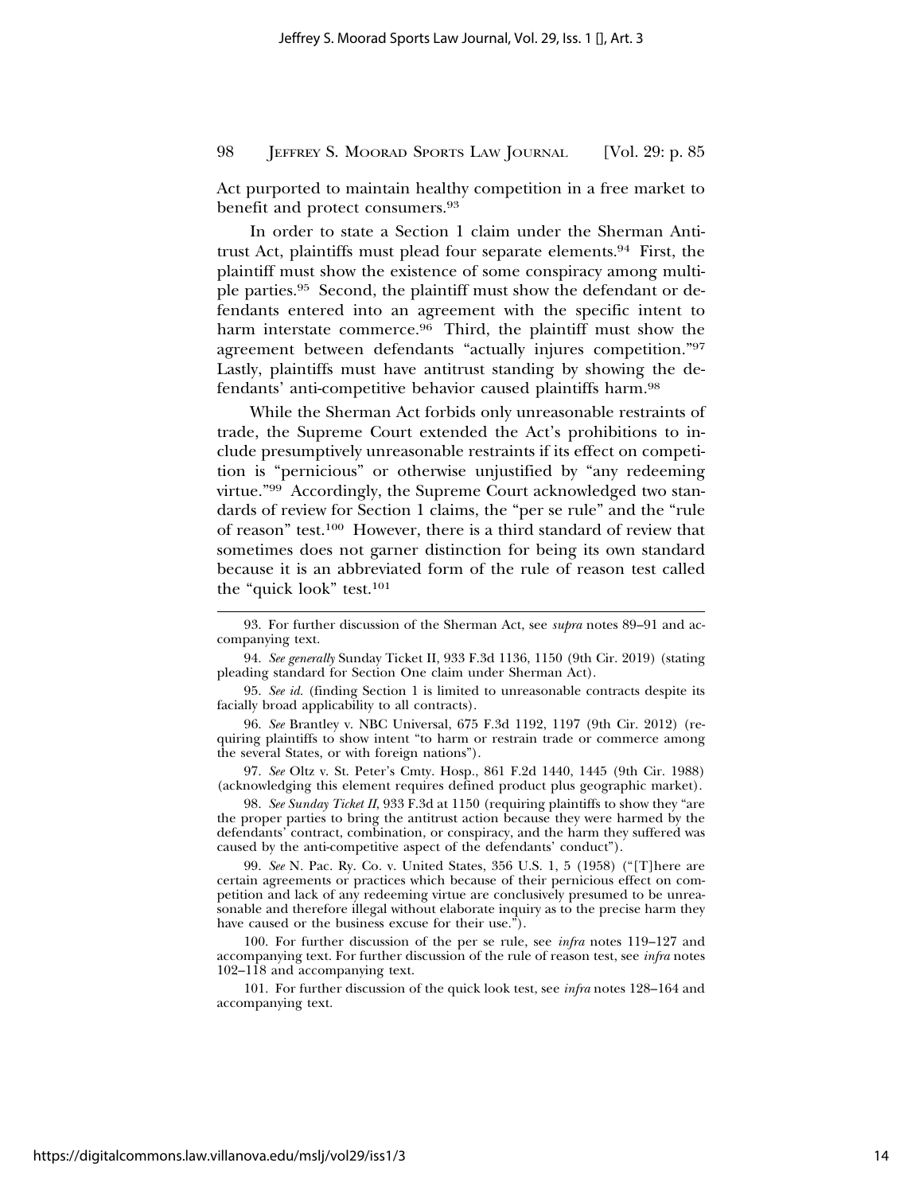Act purported to maintain healthy competition in a free market to benefit and protect consumers.[93]

In order to state a Section 1 claim under the Sherman Antitrust Act, plaintiffs must plead four separate elements.[94] First, the plaintiff must show the existence of some conspiracy among multiple parties.[95] Second, the plaintiff must show the defendant or defendants entered into an agreement with the specific intent to harm interstate commerce.[96] Third, the plaintiff must show the agreement between defendants "actually injures competition."[97] Lastly, plaintiffs must have antitrust standing by showing the defendants' anti-competitive behavior caused plaintiffs harm.[98]

While the Sherman Act forbids only unreasonable restraints of trade, the Supreme Court extended the Act's prohibitions to include presumptively unreasonable restraints if its effect on competition is "pernicious" or otherwise unjustified by "any redeeming virtue."[99] Accordingly, the Supreme Court acknowledged two standards of review for Section 1 claims, the "per se rule" and the "rule of reason" test.[100] However, there is a third standard of review that sometimes does not garner distinction for being its own standard because it is an abbreviated form of the rule of reason test called the "quick look" test.[101]

---

93. For further discussion of the Sherman Act, see *supra* notes 89–91 and accompanying text.

94. *See generally* Sunday Ticket II, 933 F.3d 1136, 1150 (9th Cir. 2019) (stating pleading standard for Section One claim under Sherman Act).

95. *See id.* (finding Section 1 is limited to unreasonable contracts despite its facially broad applicability to all contracts).

96. *See* Brantley v. NBC Universal, 675 F.3d 1192, 1197 (9th Cir. 2012) (requiring plaintiffs to show intent "to harm or restrain trade or commerce among the several States, or with foreign nations").

97. *See* Oltz v. St. Peter's Cmty. Hosp., 861 F.2d 1440, 1445 (9th Cir. 1988) (acknowledging this element requires defined product plus geographic market).

98. *See Sunday Ticket II*, 933 F.3d at 1150 (requiring plaintiffs to show they "are the proper parties to bring the antitrust action because they were harmed by the defendants' contract, combination, or conspiracy, and the harm they suffered was caused by the anti-competitive aspect of the defendants' conduct").

99. *See* N. Pac. Ry. Co. v. United States, 356 U.S. 1, 5 (1958) ("[T]here are certain agreements or practices which because of their pernicious effect on competition and lack of any redeeming virtue are conclusively presumed to be unreasonable and therefore illegal without elaborate inquiry as to the precise harm they have caused or the business excuse for their use.").

100. For further discussion of the per se rule, see *infra* notes 119–127 and accompanying text. For further discussion of the rule of reason test, see *infra* notes 102–118 and accompanying text.

101. For further discussion of the quick look test, see *infra* notes 128–164 and accompanying text.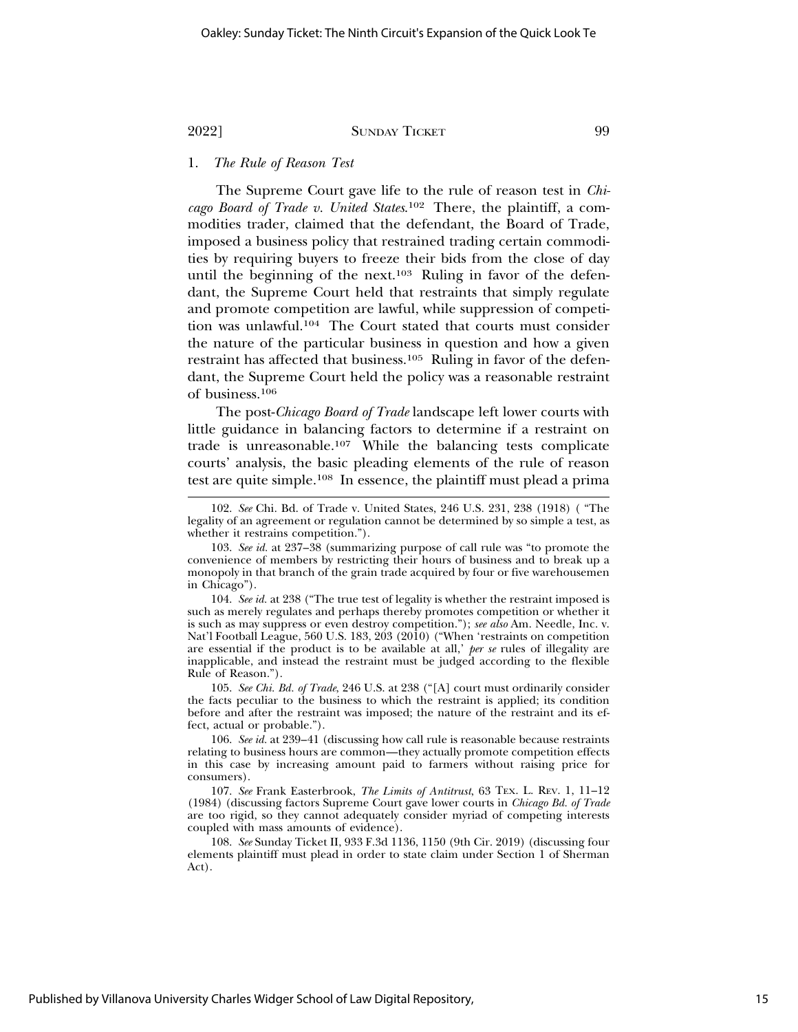### 1. *The Rule of Reason Test*

The Supreme Court gave life to the rule of reason test in *Chicago Board of Trade v. United States*.[102] There, the plaintiff, a commodities trader, claimed that the defendant, the Board of Trade, imposed a business policy that restrained trading certain commodities by requiring buyers to freeze their bids from the close of day until the beginning of the next.[103] Ruling in favor of the defendant, the Supreme Court held that restraints that simply regulate and promote competition are lawful, while suppression of competition was unlawful.[104] The Court stated that courts must consider the nature of the particular business in question and how a given restraint has affected that business.[105] Ruling in favor of the defendant, the Supreme Court held the policy was a reasonable restraint of business.[106]

The post-*Chicago Board of Trade* landscape left lower courts with little guidance in balancing factors to determine if a restraint on trade is unreasonable.[107] While the balancing tests complicate courts' analysis, the basic pleading elements of the rule of reason test are quite simple.[108] In essence, the plaintiff must plead a prima

---

102. *See* Chi. Bd. of Trade v. United States, 246 U.S. 231, 238 (1918) ( "The legality of an agreement or regulation cannot be determined by so simple a test, as whether it restrains competition.").

103. *See id.* at 237–38 (summarizing purpose of call rule was "to promote the convenience of members by restricting their hours of business and to break up a monopoly in that branch of the grain trade acquired by four or five warehousemen in Chicago").

104. *See id.* at 238 ("The true test of legality is whether the restraint imposed is such as merely regulates and perhaps thereby promotes competition or whether it is such as may suppress or even destroy competition."); *see also* Am. Needle, Inc. v. Nat'l Football League, 560 U.S. 183, 203 (2010) ("When 'restraints on competition are essential if the product is to be available at all,' *per se* rules of illegality are inapplicable, and instead the restraint must be judged according to the flexible Rule of Reason.").

105. *See Chi. Bd. of Trade*, 246 U.S. at 238 ("[A] court must ordinarily consider the facts peculiar to the business to which the restraint is applied; its condition before and after the restraint was imposed; the nature of the restraint and its effect, actual or probable.").

106. *See id.* at 239–41 (discussing how call rule is reasonable because restraints relating to business hours are common—they actually promote competition effects in this case by increasing amount paid to farmers without raising price for consumers).

107. *See* Frank Easterbrook, *The Limits of Antitrust*, 63 TEX. L. REV. 1, 11–12 (1984) (discussing factors Supreme Court gave lower courts in *Chicago Bd. of Trade* are too rigid, so they cannot adequately consider myriad of competing interests coupled with mass amounts of evidence).

108. *See* Sunday Ticket II, 933 F.3d 1136, 1150 (9th Cir. 2019) (discussing four elements plaintiff must plead in order to state claim under Section 1 of Sherman Act).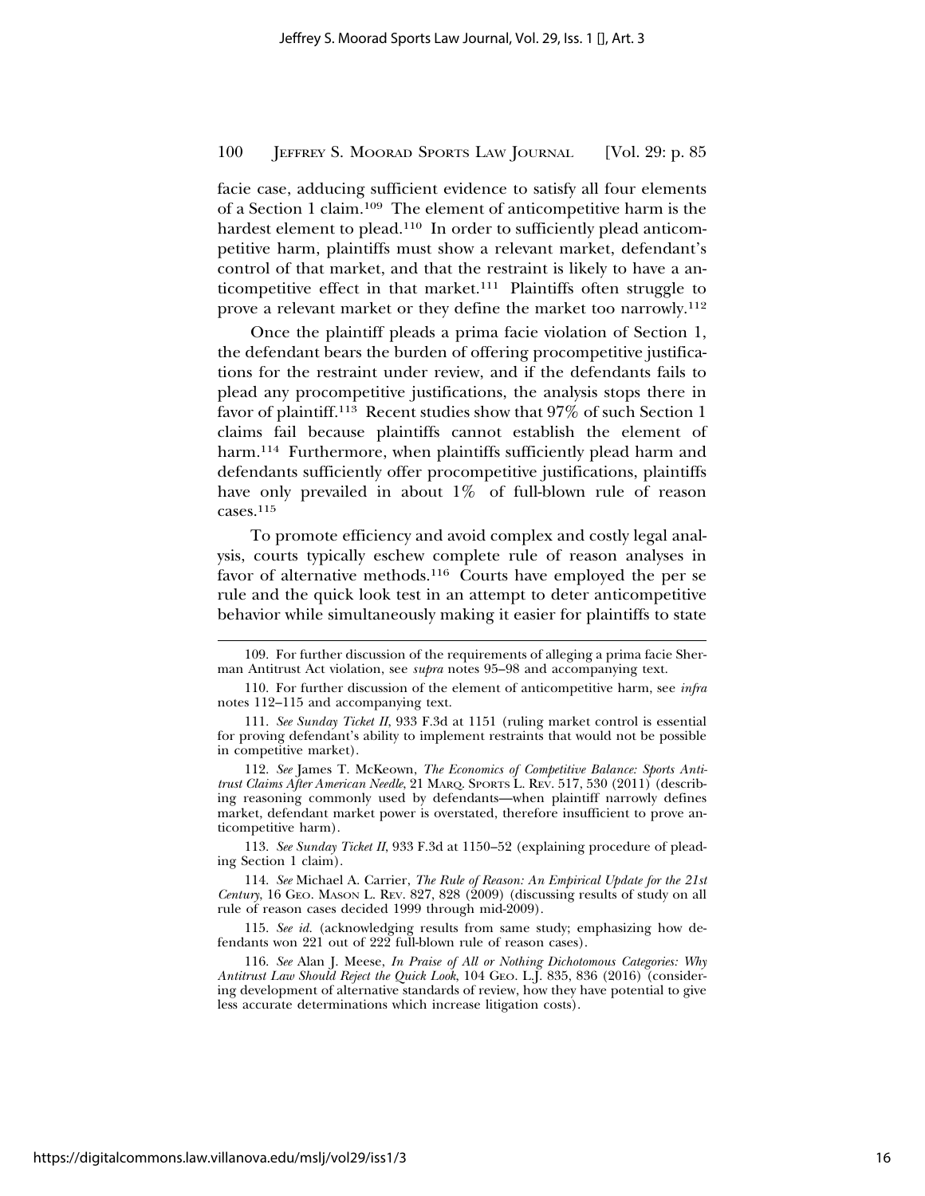facie case, adducing sufficient evidence to satisfy all four elements of a Section 1 claim.[109] The element of anticompetitive harm is the hardest element to plead.[110] In order to sufficiently plead anticompetitive harm, plaintiffs must show a relevant market, defendant's control of that market, and that the restraint is likely to have a anticompetitive effect in that market.[111] Plaintiffs often struggle to prove a relevant market or they define the market too narrowly.[112]

Once the plaintiff pleads a prima facie violation of Section 1, the defendant bears the burden of offering procompetitive justifications for the restraint under review, and if the defendants fails to plead any procompetitive justifications, the analysis stops there in favor of plaintiff.[113] Recent studies show that 97% of such Section 1 claims fail because plaintiffs cannot establish the element of harm.[114] Furthermore, when plaintiffs sufficiently plead harm and defendants sufficiently offer procompetitive justifications, plaintiffs have only prevailed in about 1% of full-blown rule of reason cases.[115]

To promote efficiency and avoid complex and costly legal analysis, courts typically eschew complete rule of reason analyses in favor of alternative methods.[116] Courts have employed the per se rule and the quick look test in an attempt to deter anticompetitive behavior while simultaneously making it easier for plaintiffs to state

---

109. For further discussion of the requirements of alleging a prima facie Sherman Antitrust Act violation, see *supra* notes 95–98 and accompanying text.

110. For further discussion of the element of anticompetitive harm, see *infra* notes 112–115 and accompanying text.

111. *See Sunday Ticket II*, 933 F.3d at 1151 (ruling market control is essential for proving defendant's ability to implement restraints that would not be possible in competitive market).

112. *See* James T. McKeown, *The Economics of Competitive Balance: Sports Antitrust Claims After American Needle*, 21 MARQ. SPORTS L. REV. 517, 530 (2011) (describing reasoning commonly used by defendants—when plaintiff narrowly defines market, defendant market power is overstated, therefore insufficient to prove anticompetitive harm).

113. *See Sunday Ticket II*, 933 F.3d at 1150–52 (explaining procedure of pleading Section 1 claim).

114. *See* Michael A. Carrier, *The Rule of Reason: An Empirical Update for the 21st Century*, 16 GEO. MASON L. REV. 827, 828 (2009) (discussing results of study on all rule of reason cases decided 1999 through mid-2009).

115. *See id.* (acknowledging results from same study; emphasizing how defendants won 221 out of 222 full-blown rule of reason cases).

116. *See* Alan J. Meese, *In Praise of All or Nothing Dichotomous Categories: Why Antitrust Law Should Reject the Quick Look*, 104 GEO. L.J. 835, 836 (2016) (considering development of alternative standards of review, how they have potential to give less accurate determinations which increase litigation costs).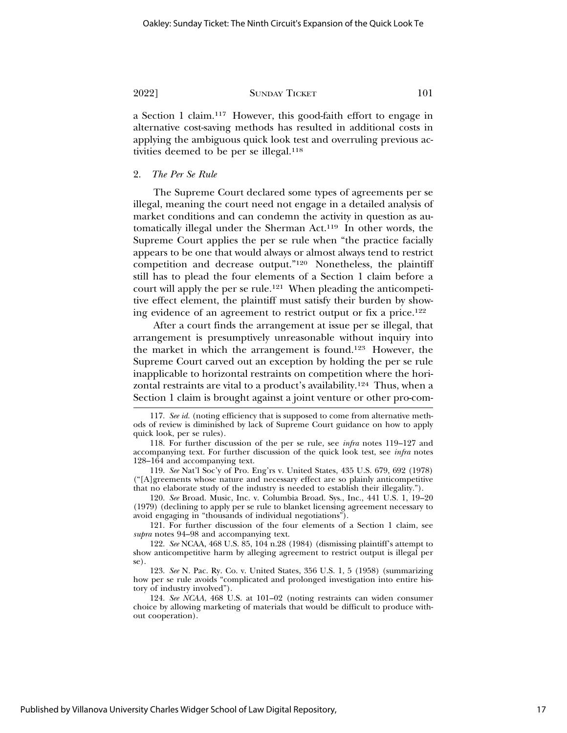a Section 1 claim.[117] However, this good-faith effort to engage in alternative cost-saving methods has resulted in additional costs in applying the ambiguous quick look test and overruling previous activities deemed to be per se illegal.[118]

### 2. *The Per Se Rule*

The Supreme Court declared some types of agreements per se illegal, meaning the court need not engage in a detailed analysis of market conditions and can condemn the activity in question as automatically illegal under the Sherman Act.[119] In other words, the Supreme Court applies the per se rule when "the practice facially appears to be one that would always or almost always tend to restrict competition and decrease output."[120] Nonetheless, the plaintiff still has to plead the four elements of a Section 1 claim before a court will apply the per se rule.[121] When pleading the anticompetitive effect element, the plaintiff must satisfy their burden by showing evidence of an agreement to restrict output or fix a price.[122]

After a court finds the arrangement at issue per se illegal, that arrangement is presumptively unreasonable without inquiry into the market in which the arrangement is found.[123] However, the Supreme Court carved out an exception by holding the per se rule inapplicable to horizontal restraints on competition where the horizontal restraints are vital to a product's availability.[124] Thus, when a Section 1 claim is brought against a joint venture or other pro-com-

---

117. *See id.* (noting efficiency that is supposed to come from alternative methods of review is diminished by lack of Supreme Court guidance on how to apply quick look, per se rules).

118. For further discussion of the per se rule, see *infra* notes 119–127 and accompanying text. For further discussion of the quick look test, see *infra* notes 128–164 and accompanying text.

119. *See* Nat'l Soc'y of Pro. Eng'rs v. United States, 435 U.S. 679, 692 (1978) ("[A]greements whose nature and necessary effect are so plainly anticompetitive that no elaborate study of the industry is needed to establish their illegality.").

120. *See* Broad. Music, Inc. v. Columbia Broad. Sys., Inc., 441 U.S. 1, 19–20 (1979) (declining to apply per se rule to blanket licensing agreement necessary to avoid engaging in "thousands of individual negotiations").

121. For further discussion of the four elements of a Section 1 claim, see *supra* notes 94–98 and accompanying text.

122. *See* NCAA, 468 U.S. 85, 104 n.28 (1984) (dismissing plaintiff's attempt to show anticompetitive harm by alleging agreement to restrict output is illegal per se).

123. *See* N. Pac. Ry. Co. v. United States, 356 U.S. 1, 5 (1958) (summarizing how per se rule avoids "complicated and prolonged investigation into entire history of industry involved").

124. *See NCAA*, 468 U.S. at 101–02 (noting restraints can widen consumer choice by allowing marketing of materials that would be difficult to produce without cooperation).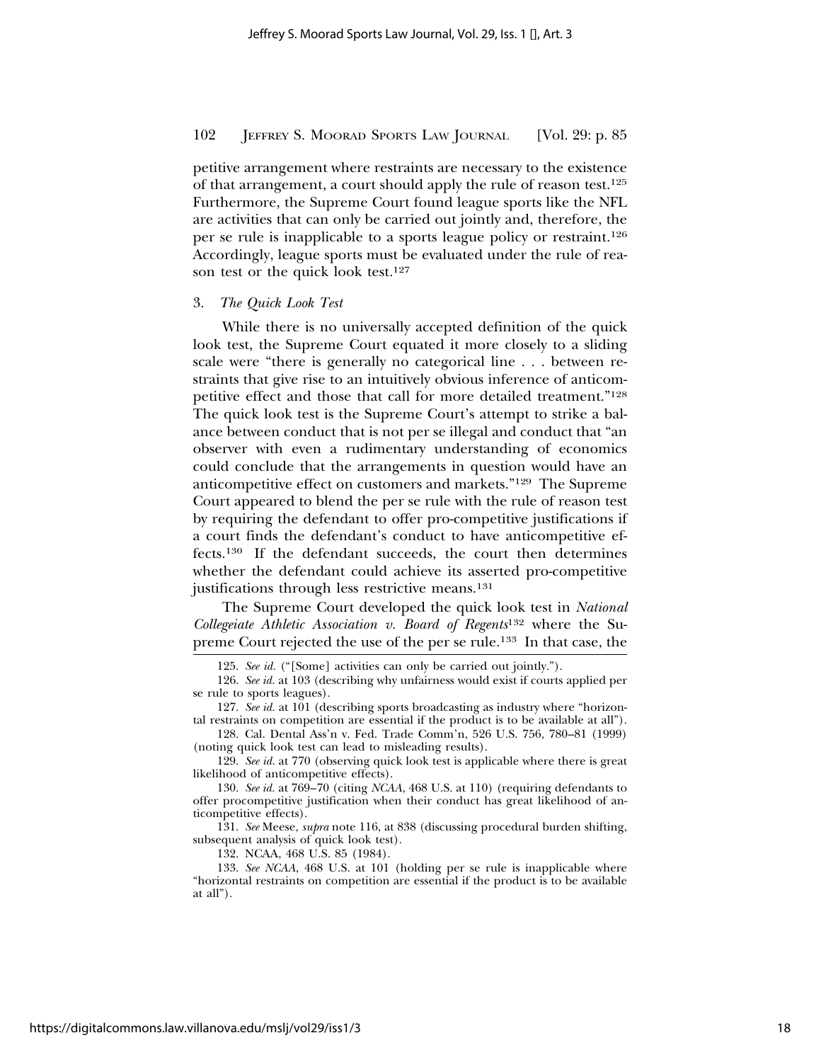petitive arrangement where restraints are necessary to the existence of that arrangement, a court should apply the rule of reason test.[125] Furthermore, the Supreme Court found league sports like the NFL are activities that can only be carried out jointly and, therefore, the per se rule is inapplicable to a sports league policy or restraint.[126] Accordingly, league sports must be evaluated under the rule of reason test or the quick look test.[127]

### 3. *The Quick Look Test*

While there is no universally accepted definition of the quick look test, the Supreme Court equated it more closely to a sliding scale were "there is generally no categorical line . . . between restraints that give rise to an intuitively obvious inference of anticompetitive effect and those that call for more detailed treatment."[128] The quick look test is the Supreme Court's attempt to strike a balance between conduct that is not per se illegal and conduct that "an observer with even a rudimentary understanding of economics could conclude that the arrangements in question would have an anticompetitive effect on customers and markets."[129] The Supreme Court appeared to blend the per se rule with the rule of reason test by requiring the defendant to offer pro-competitive justifications if a court finds the defendant's conduct to have anticompetitive effects.[130] If the defendant succeeds, the court then determines whether the defendant could achieve its asserted pro-competitive justifications through less restrictive means.[131]

The Supreme Court developed the quick look test in *National Collegeiate Athletic Association v. Board of Regents*[132] where the Supreme Court rejected the use of the per se rule.[133] In that case, the

---

125. *See id.* ("[Some] activities can only be carried out jointly.").

126. *See id.* at 103 (describing why unfairness would exist if courts applied per se rule to sports leagues).

127. *See id.* at 101 (describing sports broadcasting as industry where "horizontal restraints on competition are essential if the product is to be available at all").

128. Cal. Dental Ass'n v. Fed. Trade Comm'n, 526 U.S. 756, 780–81 (1999) (noting quick look test can lead to misleading results).

129. *See id.* at 770 (observing quick look test is applicable where there is great likelihood of anticompetitive effects).

130. *See id.* at 769–70 (citing *NCAA*, 468 U.S. at 110) (requiring defendants to offer procompetitive justification when their conduct has great likelihood of anticompetitive effects).

131. *See* Meese, *supra* note 116, at 838 (discussing procedural burden shifting, subsequent analysis of quick look test).

132. NCAA, 468 U.S. 85 (1984).

133. *See NCAA*, 468 U.S. at 101 (holding per se rule is inapplicable where "horizontal restraints on competition are essential if the product is to be available at all").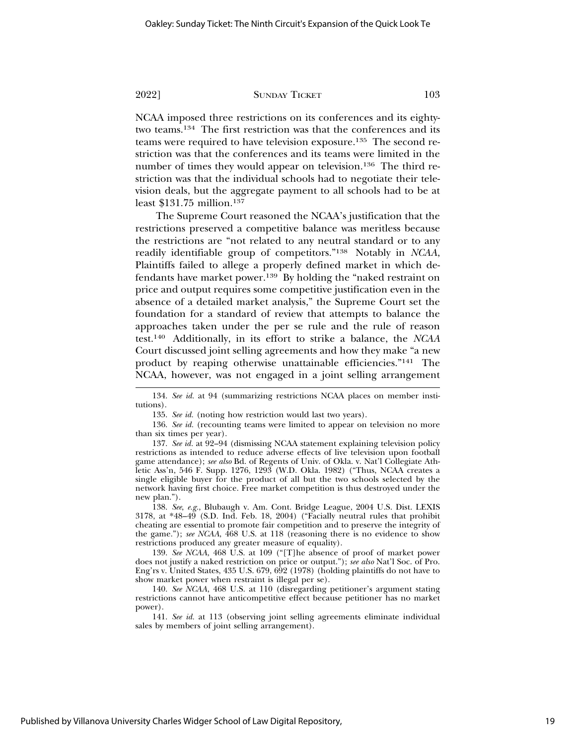NCAA imposed three restrictions on its conferences and its eighty-two teams.[134] The first restriction was that the conferences and its teams were required to have television exposure.[135] The second restriction was that the conferences and its teams were limited in the number of times they would appear on television.[136] The third restriction was that the individual schools had to negotiate their television deals, but the aggregate payment to all schools had to be at least $131.75 million.[137]

The Supreme Court reasoned the NCAA's justification that the restrictions preserved a competitive balance was meritless because the restrictions are "not related to any neutral standard or to any readily identifiable group of competitors."[138] Notably in *NCAA*, Plaintiffs failed to allege a properly defined market in which defendants have market power.[139] By holding the "naked restraint on price and output requires some competitive justification even in the absence of a detailed market analysis," the Supreme Court set the foundation for a standard of review that attempts to balance the approaches taken under the per se rule and the rule of reason test.[140] Additionally, in its effort to strike a balance, the *NCAA* Court discussed joint selling agreements and how they make "a new product by reaping otherwise unattainable efficiencies."[141] The NCAA, however, was not engaged in a joint selling arrangement

---

134. *See id.* at 94 (summarizing restrictions NCAA places on member institutions).

135. *See id.* (noting how restriction would last two years).

136. *See id.* (recounting teams were limited to appear on television no more than six times per year).

137. *See id.* at 92–94 (dismissing NCAA statement explaining television policy restrictions as intended to reduce adverse effects of live television upon football game attendance); *see also* Bd. of Regents of Univ. of Okla. v. Nat'l Collegiate Athletic Ass'n, 546 F. Supp. 1276, 1293 (W.D. Okla. 1982) ("Thus, NCAA creates a single eligible buyer for the product of all but the two schools selected by the network having first choice. Free market competition is thus destroyed under the new plan.").

138. *See, e.g.*, Blubaugh v. Am. Cont. Bridge League, 2004 U.S. Dist. LEXIS 3178, at *48–49 (S.D. Ind. Feb. 18, 2004) ("Facially neutral rules that prohibit cheating are essential to promote fair competition and to preserve the integrity of the game."); *see NCAA*, 468 U.S. at 118 (reasoning there is no evidence to show restrictions produced any greater measure of equality).

139. *See NCAA*, 468 U.S. at 109 ("[T]he absence of proof of market power does not justify a naked restriction on price or output."); *see also* Nat'l Soc. of Pro. Eng'rs v. United States, 435 U.S. 679, 692 (1978) (holding plaintiffs do not have to show market power when restraint is illegal per se).

140. *See NCAA*, 468 U.S. at 110 (disregarding petitioner's argument stating restrictions cannot have anticompetitive effect because petitioner has no market power).

141. *See id.* at 113 (observing joint selling agreements eliminate individual sales by members of joint selling arrangement).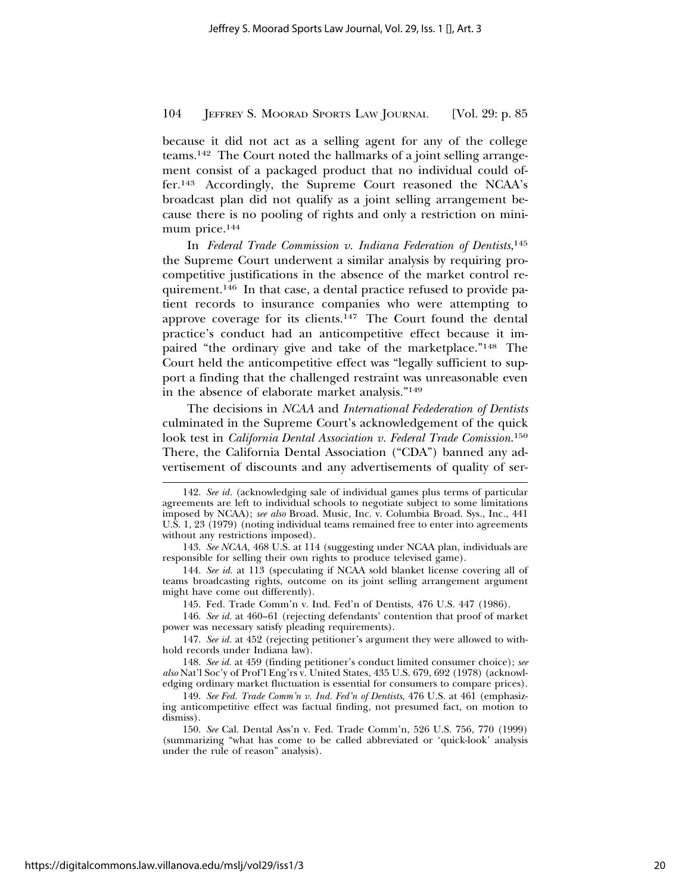because it did not act as a selling agent for any of the college teams.[142] The Court noted the hallmarks of a joint selling arrangement consist of a packaged product that no individual could offer.[143] Accordingly, the Supreme Court reasoned the NCAA's broadcast plan did not qualify as a joint selling arrangement because there is no pooling of rights and only a restriction on minimum price.[144]

In *Federal Trade Commission v. Indiana Federation of Dentists*,[145] the Supreme Court underwent a similar analysis by requiring procompetitive justifications in the absence of the market control requirement.[146] In that case, a dental practice refused to provide patient records to insurance companies who were attempting to approve coverage for its clients.[147] The Court found the dental practice's conduct had an anticompetitive effect because it impaired "the ordinary give and take of the marketplace."[148] The Court held the anticompetitive effect was "legally sufficient to support a finding that the challenged restraint was unreasonable even in the absence of elaborate market analysis."[149]

The decisions in *NCAA* and *International Fedederation of Dentists* culminated in the Supreme Court's acknowledgement of the quick look test in *California Dental Association v. Federal Trade Comission*.[150] There, the California Dental Association ("CDA") banned any advertisement of discounts and any advertisements of quality of ser-

---

142. *See id.* (acknowledging sale of individual games plus terms of particular agreements are left to individual schools to negotiate subject to some limitations imposed by NCAA); *see also* Broad. Music, Inc. v. Columbia Broad. Sys., Inc., 441 U.S. 1, 23 (1979) (noting individual teams remained free to enter into agreements without any restrictions imposed).

143. *See NCAA*, 468 U.S. at 114 (suggesting under NCAA plan, individuals are responsible for selling their own rights to produce televised game).

144. *See id.* at 113 (speculating if NCAA sold blanket license covering all of teams broadcasting rights, outcome on its joint selling arrangement argument might have come out differently).

145. Fed. Trade Comm'n v. Ind. Fed'n of Dentists, 476 U.S. 447 (1986).

146. *See id.* at 460–61 (rejecting defendants' contention that proof of market power was necessary satisfy pleading requirements).

147. *See id.* at 452 (rejecting petitioner's argument they were allowed to withhold records under Indiana law).

148. *See id.* at 459 (finding petitioner's conduct limited consumer choice); *see also* Nat'l Soc'y of Prof'l Eng'rs v. United States, 435 U.S. 679, 692 (1978) (acknowledging ordinary market fluctuation is essential for consumers to compare prices).

149. *See Fed. Trade Comm'n v. Ind. Fed'n of Dentists*, 476 U.S. at 461 (emphasizing anticompetitive effect was factual finding, not presumed fact, on motion to dismiss).

150. *See* Cal. Dental Ass'n v. Fed. Trade Comm'n, 526 U.S. 756, 770 (1999) (summarizing "what has come to be called abbreviated or 'quick-look' analysis under the rule of reason" analysis).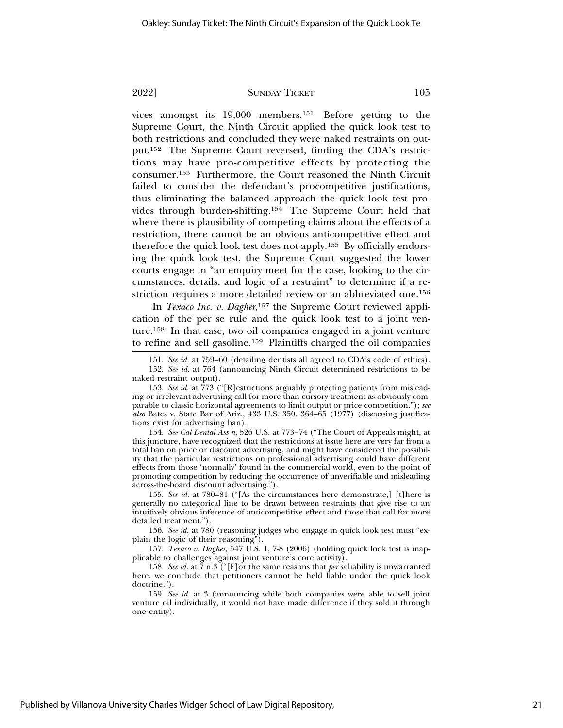vices amongst its 19,000 members.[151] Before getting to the Supreme Court, the Ninth Circuit applied the quick look test to both restrictions and concluded they were naked restraints on output.[152] The Supreme Court reversed, finding the CDA's restrictions may have pro-competitive effects by protecting the consumer.[153] Furthermore, the Court reasoned the Ninth Circuit failed to consider the defendant's procompetitive justifications, thus eliminating the balanced approach the quick look test provides through burden-shifting.[154] The Supreme Court held that where there is plausibility of competing claims about the effects of a restriction, there cannot be an obvious anticompetitive effect and therefore the quick look test does not apply.[155] By officially endorsing the quick look test, the Supreme Court suggested the lower courts engage in "an enquiry meet for the case, looking to the circumstances, details, and logic of a restraint" to determine if a restriction requires a more detailed review or an abbreviated one.[156]

In *Texaco Inc. v. Dagher*,[157] the Supreme Court reviewed application of the per se rule and the quick look test to a joint venture.[158] In that case, two oil companies engaged in a joint venture to refine and sell gasoline.[159] Plaintiffs charged the oil companies

---

151. *See id.* at 759–60 (detailing dentists all agreed to CDA's code of ethics).

152. *See id.* at 764 (announcing Ninth Circuit determined restrictions to be naked restraint output).

153. *See id.* at 773 ("[R]estrictions arguably protecting patients from misleading or irrelevant advertising call for more than cursory treatment as obviously comparable to classic horizontal agreements to limit output or price competition."); *see also* Bates v. State Bar of Ariz., 433 U.S. 350, 364–65 (1977) (discussing justifications exist for advertising ban).

154. *See Cal Dental Ass'n*, 526 U.S. at 773–74 ("The Court of Appeals might, at this juncture, have recognized that the restrictions at issue here are very far from a total ban on price or discount advertising, and might have considered the possibility that the particular restrictions on professional advertising could have different effects from those 'normally' found in the commercial world, even to the point of promoting competition by reducing the occurrence of unverifiable and misleading across-the-board discount advertising.").

155. *See id.* at 780–81 ("[As the circumstances here demonstrate,] [t]here is generally no categorical line to be drawn between restraints that give rise to an intuitively obvious inference of anticompetitive effect and those that call for more detailed treatment.").

156. *See id.* at 780 (reasoning judges who engage in quick look test must "explain the logic of their reasoning").

157. *Texaco v. Dagher*, 547 U.S. 1, 7-8 (2006) (holding quick look test is inapplicable to challenges against joint venture's core activity).

158. *See id.* at 7 n.3 ("[F]or the same reasons that *per se* liability is unwarranted here, we conclude that petitioners cannot be held liable under the quick look doctrine.").

159. *See id.* at 3 (announcing while both companies were able to sell joint venture oil individually, it would not have made difference if they sold it through one entity).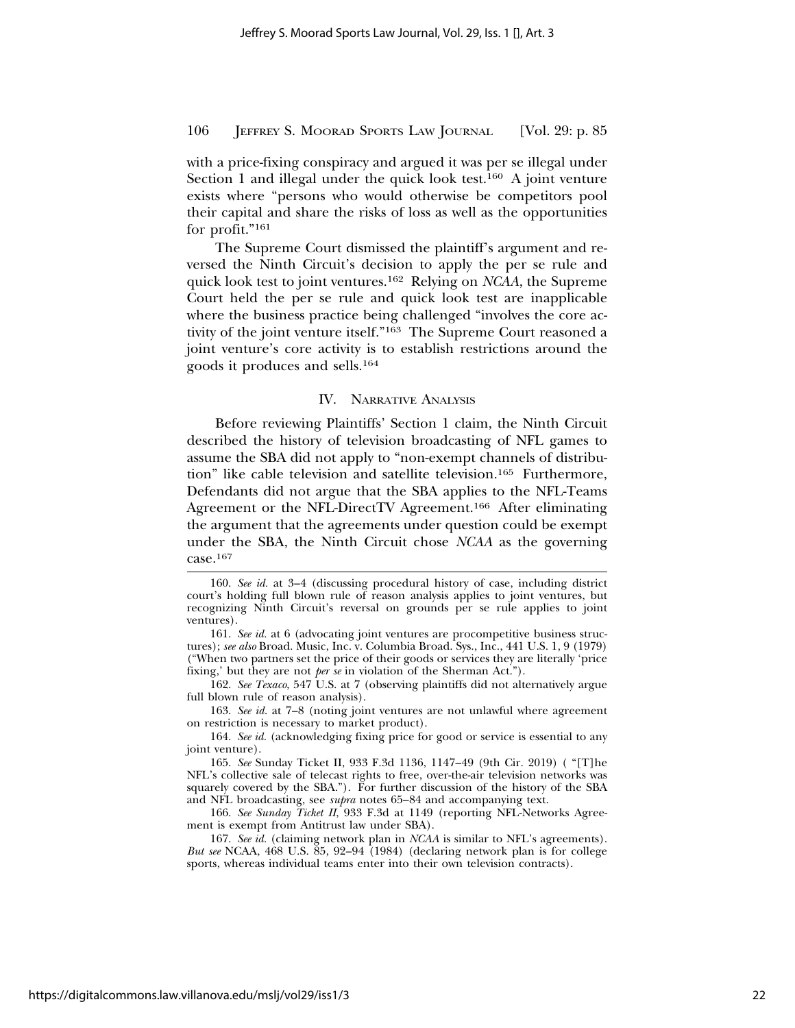with a price-fixing conspiracy and argued it was per se illegal under Section 1 and illegal under the quick look test.[160] A joint venture exists where "persons who would otherwise be competitors pool their capital and share the risks of loss as well as the opportunities for profit."[161]

The Supreme Court dismissed the plaintiff's argument and reversed the Ninth Circuit's decision to apply the per se rule and quick look test to joint ventures.[162] Relying on *NCAA*, the Supreme Court held the per se rule and quick look test are inapplicable where the business practice being challenged "involves the core activity of the joint venture itself."[163] The Supreme Court reasoned a joint venture's core activity is to establish restrictions around the goods it produces and sells.[164]

## IV. Narrative Analysis

Before reviewing Plaintiffs' Section 1 claim, the Ninth Circuit described the history of television broadcasting of NFL games to assume the SBA did not apply to "non-exempt channels of distribution" like cable television and satellite television.[165] Furthermore, Defendants did not argue that the SBA applies to the NFL-Teams Agreement or the NFL-DirectTV Agreement.[166] After eliminating the argument that the agreements under question could be exempt under the SBA, the Ninth Circuit chose *NCAA* as the governing case.[167]

---

160. *See id.* at 3–4 (discussing procedural history of case, including district court's holding full blown rule of reason analysis applies to joint ventures, but recognizing Ninth Circuit's reversal on grounds per se rule applies to joint ventures).

161. *See id.* at 6 (advocating joint ventures are procompetitive business structures); *see also* Broad. Music, Inc. v. Columbia Broad. Sys., Inc., 441 U.S. 1, 9 (1979) ("When two partners set the price of their goods or services they are literally 'price fixing,' but they are not *per se* in violation of the Sherman Act.").

162. *See Texaco*, 547 U.S. at 7 (observing plaintiffs did not alternatively argue full blown rule of reason analysis).

163. *See id.* at 7–8 (noting joint ventures are not unlawful where agreement on restriction is necessary to market product).

164. *See id.* (acknowledging fixing price for good or service is essential to any joint venture).

165. *See* Sunday Ticket II, 933 F.3d 1136, 1147–49 (9th Cir. 2019) ( "[T]he NFL's collective sale of telecast rights to free, over-the-air television networks was squarely covered by the SBA."). For further discussion of the history of the SBA and NFL broadcasting, see *supra* notes 65–84 and accompanying text.

166. *See Sunday Ticket II*, 933 F.3d at 1149 (reporting NFL-Networks Agreement is exempt from Antitrust law under SBA).

167. *See id.* (claiming network plan in *NCAA* is similar to NFL's agreements). *But see* NCAA, 468 U.S. 85, 92–94 (1984) (declaring network plan is for college sports, whereas individual teams enter into their own television contracts).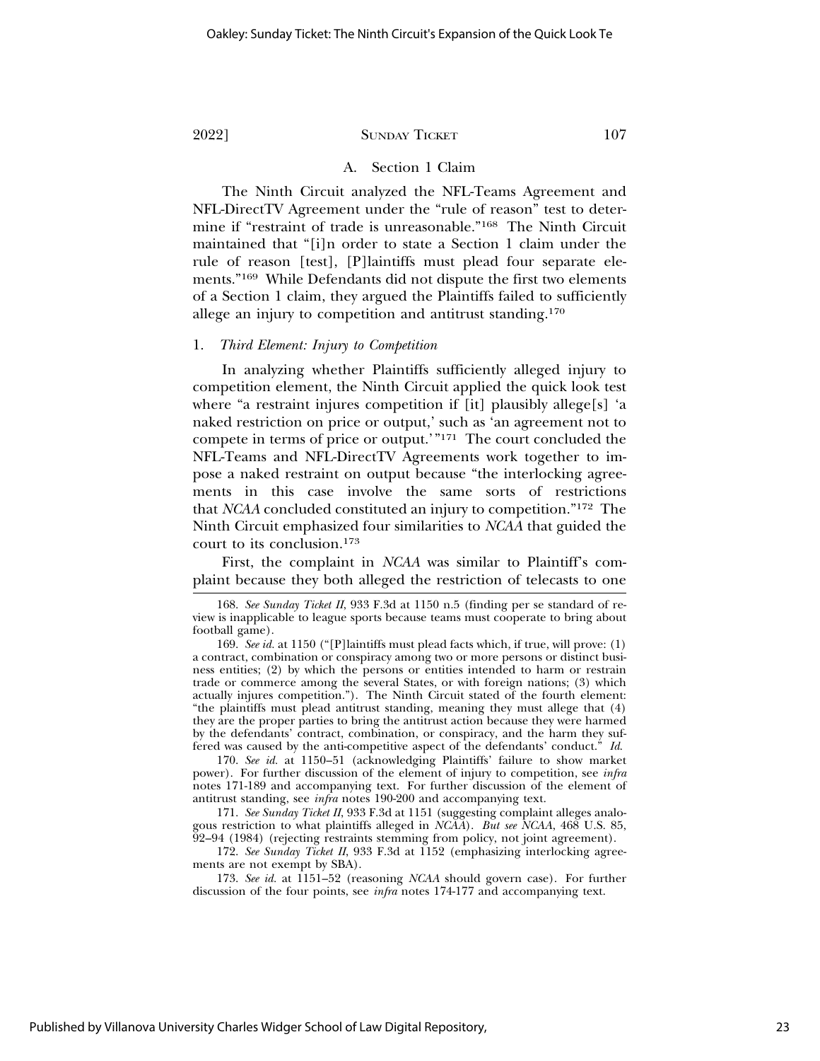### A. Section 1 Claim

The Ninth Circuit analyzed the NFL-Teams Agreement and NFL-DirectTV Agreement under the "rule of reason" test to determine if "restraint of trade is unreasonable."[168] The Ninth Circuit maintained that "[i]n order to state a Section 1 claim under the rule of reason [test], [P]laintiffs must plead four separate elements."[169] While Defendants did not dispute the first two elements of a Section 1 claim, they argued the Plaintiffs failed to sufficiently allege an injury to competition and antitrust standing.[170]

#### 1. *Third Element: Injury to Competition*

In analyzing whether Plaintiffs sufficiently alleged injury to competition element, the Ninth Circuit applied the quick look test where "a restraint injures competition if [it] plausibly allege[s] 'a naked restriction on price or output,' such as 'an agreement not to compete in terms of price or output.'"[171] The court concluded the NFL-Teams and NFL-DirectTV Agreements work together to impose a naked restraint on output because "the interlocking agreements in this case involve the same sorts of restrictions that *NCAA* concluded constituted an injury to competition."[172] The Ninth Circuit emphasized four similarities to *NCAA* that guided the court to its conclusion.[173]

First, the complaint in *NCAA* was similar to Plaintiff's complaint because they both alleged the restriction of telecasts to one

---

168. *See Sunday Ticket II*, 933 F.3d at 1150 n.5 (finding per se standard of review is inapplicable to league sports because teams must cooperate to bring about football game).

169. *See id.* at 1150 ("[P]laintiffs must plead facts which, if true, will prove: (1) a contract, combination or conspiracy among two or more persons or distinct business entities; (2) by which the persons or entities intended to harm or restrain trade or commerce among the several States, or with foreign nations; (3) which actually injures competition."). The Ninth Circuit stated of the fourth element: "the plaintiffs must plead antitrust standing, meaning they must allege that (4) they are the proper parties to bring the antitrust action because they were harmed by the defendants' contract, combination, or conspiracy, and the harm they suffered was caused by the anti-competitive aspect of the defendants' conduct." *Id.*

170. *See id.* at 1150–51 (acknowledging Plaintiffs' failure to show market power). For further discussion of the element of injury to competition, see *infra* notes 171-189 and accompanying text. For further discussion of the element of antitrust standing, see *infra* notes 190-200 and accompanying text.

171. *See Sunday Ticket II*, 933 F.3d at 1151 (suggesting complaint alleges analogous restriction to what plaintiffs alleged in *NCAA*). *But see NCAA*, 468 U.S. 85, 92–94 (1984) (rejecting restraints stemming from policy, not joint agreement).

172. *See Sunday Ticket II*, 933 F.3d at 1152 (emphasizing interlocking agreements are not exempt by SBA).

173. *See id.* at 1151–52 (reasoning *NCAA* should govern case). For further discussion of the four points, see *infra* notes 174-177 and accompanying text.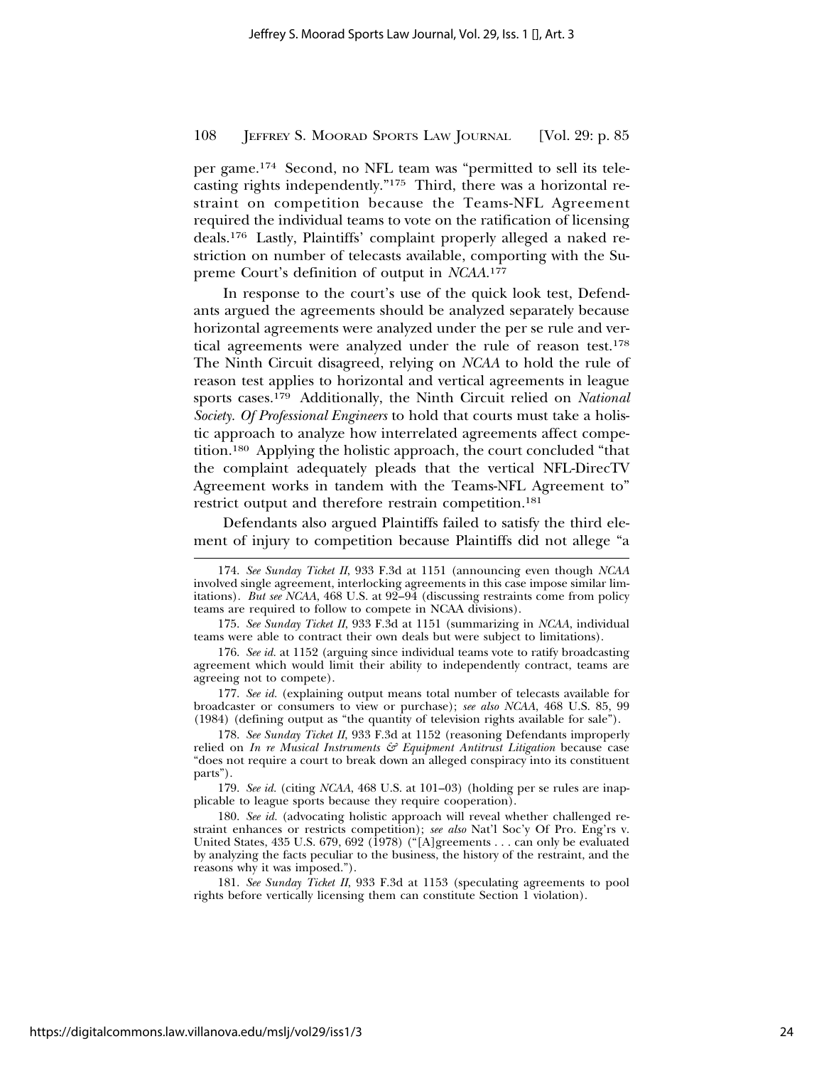per game.[174] Second, no NFL team was "permitted to sell its telecasting rights independently."[175] Third, there was a horizontal restraint on competition because the Teams-NFL Agreement required the individual teams to vote on the ratification of licensing deals.[176] Lastly, Plaintiffs' complaint properly alleged a naked restriction on number of telecasts available, comporting with the Supreme Court's definition of output in *NCAA*.[177]

In response to the court's use of the quick look test, Defendants argued the agreements should be analyzed separately because horizontal agreements were analyzed under the per se rule and vertical agreements were analyzed under the rule of reason test.[178] The Ninth Circuit disagreed, relying on *NCAA* to hold the rule of reason test applies to horizontal and vertical agreements in league sports cases.[179] Additionally, the Ninth Circuit relied on *National Society. Of Professional Engineers* to hold that courts must take a holistic approach to analyze how interrelated agreements affect competition.[180] Applying the holistic approach, the court concluded "that the complaint adequately pleads that the vertical NFL-DirecTV Agreement works in tandem with the Teams-NFL Agreement to" restrict output and therefore restrain competition.[181]

Defendants also argued Plaintiffs failed to satisfy the third element of injury to competition because Plaintiffs did not allege "a

---

174. *See Sunday Ticket II*, 933 F.3d at 1151 (announcing even though *NCAA* involved single agreement, interlocking agreements in this case impose similar limitations). *But see NCAA*, 468 U.S. at 92–94 (discussing restraints come from policy teams are required to follow to compete in NCAA divisions).

175. *See Sunday Ticket II*, 933 F.3d at 1151 (summarizing in *NCAA*, individual teams were able to contract their own deals but were subject to limitations).

176. *See id.* at 1152 (arguing since individual teams vote to ratify broadcasting agreement which would limit their ability to independently contract, teams are agreeing not to compete).

177. *See id.* (explaining output means total number of telecasts available for broadcaster or consumers to view or purchase); *see also NCAA*, 468 U.S. 85, 99 (1984) (defining output as "the quantity of television rights available for sale").

178. *See Sunday Ticket II*, 933 F.3d at 1152 (reasoning Defendants improperly relied on *In re Musical Instruments & Equipment Antitrust Litigation* because case "does not require a court to break down an alleged conspiracy into its constituent parts").

179. *See id.* (citing *NCAA*, 468 U.S. at 101–03) (holding per se rules are inapplicable to league sports because they require cooperation).

180. *See id.* (advocating holistic approach will reveal whether challenged restraint enhances or restricts competition); *see also* Nat'l Soc'y Of Pro. Eng'rs v. United States, 435 U.S. 679, 692 (1978) ("[A]greements . . . can only be evaluated by analyzing the facts peculiar to the business, the history of the restraint, and the reasons why it was imposed.").

181. *See Sunday Ticket II*, 933 F.3d at 1153 (speculating agreements to pool rights before vertically licensing them can constitute Section 1 violation).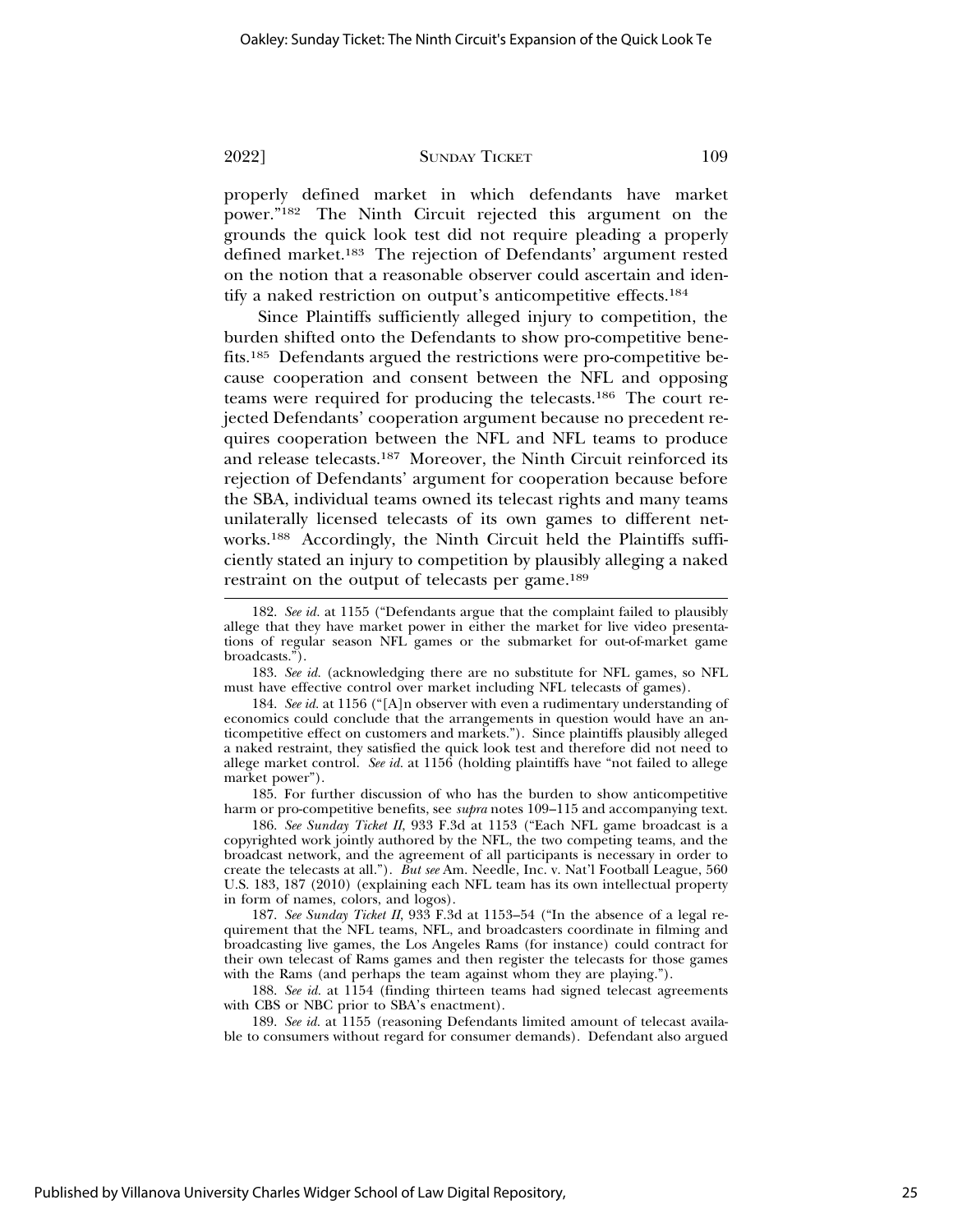properly defined market in which defendants have market power."[182] The Ninth Circuit rejected this argument on the grounds the quick look test did not require pleading a properly defined market.[183] The rejection of Defendants' argument rested on the notion that a reasonable observer could ascertain and identify a naked restriction on output's anticompetitive effects.[184]

Since Plaintiffs sufficiently alleged injury to competition, the burden shifted onto the Defendants to show pro-competitive benefits.[185] Defendants argued the restrictions were pro-competitive because cooperation and consent between the NFL and opposing teams were required for producing the telecasts.[186] The court rejected Defendants' cooperation argument because no precedent requires cooperation between the NFL and NFL teams to produce and release telecasts.[187] Moreover, the Ninth Circuit reinforced its rejection of Defendants' argument for cooperation because before the SBA, individual teams owned its telecast rights and many teams unilaterally licensed telecasts of its own games to different networks.[188] Accordingly, the Ninth Circuit held the Plaintiffs sufficiently stated an injury to competition by plausibly alleging a naked restraint on the output of telecasts per game.[189]

---

182. *See id.* at 1155 ("Defendants argue that the complaint failed to plausibly allege that they have market power in either the market for live video presentations of regular season NFL games or the submarket for out-of-market game broadcasts.").

183. *See id.* (acknowledging there are no substitute for NFL games, so NFL must have effective control over market including NFL telecasts of games).

184. *See id.* at 1156 ("[A]n observer with even a rudimentary understanding of economics could conclude that the arrangements in question would have an anticompetitive effect on customers and markets."). Since plaintiffs plausibly alleged a naked restraint, they satisfied the quick look test and therefore did not need to allege market control. *See id.* at 1156 (holding plaintiffs have "not failed to allege market power").

185. For further discussion of who has the burden to show anticompetitive harm or pro-competitive benefits, see *supra* notes 109–115 and accompanying text.

186. *See Sunday Ticket II*, 933 F.3d at 1153 ("Each NFL game broadcast is a copyrighted work jointly authored by the NFL, the two competing teams, and the broadcast network, and the agreement of all participants is necessary in order to create the telecasts at all."). *But see* Am. Needle, Inc. v. Nat'l Football League, 560 U.S. 183, 187 (2010) (explaining each NFL team has its own intellectual property in form of names, colors, and logos).

187. *See Sunday Ticket II*, 933 F.3d at 1153–54 ("In the absence of a legal requirement that the NFL teams, NFL, and broadcasters coordinate in filming and broadcasting live games, the Los Angeles Rams (for instance) could contract for their own telecast of Rams games and then register the telecasts for those games with the Rams (and perhaps the team against whom they are playing.").

188. *See id.* at 1154 (finding thirteen teams had signed telecast agreements with CBS or NBC prior to SBA's enactment).

189. *See id.* at 1155 (reasoning Defendants limited amount of telecast available to consumers without regard for consumer demands). Defendant also argued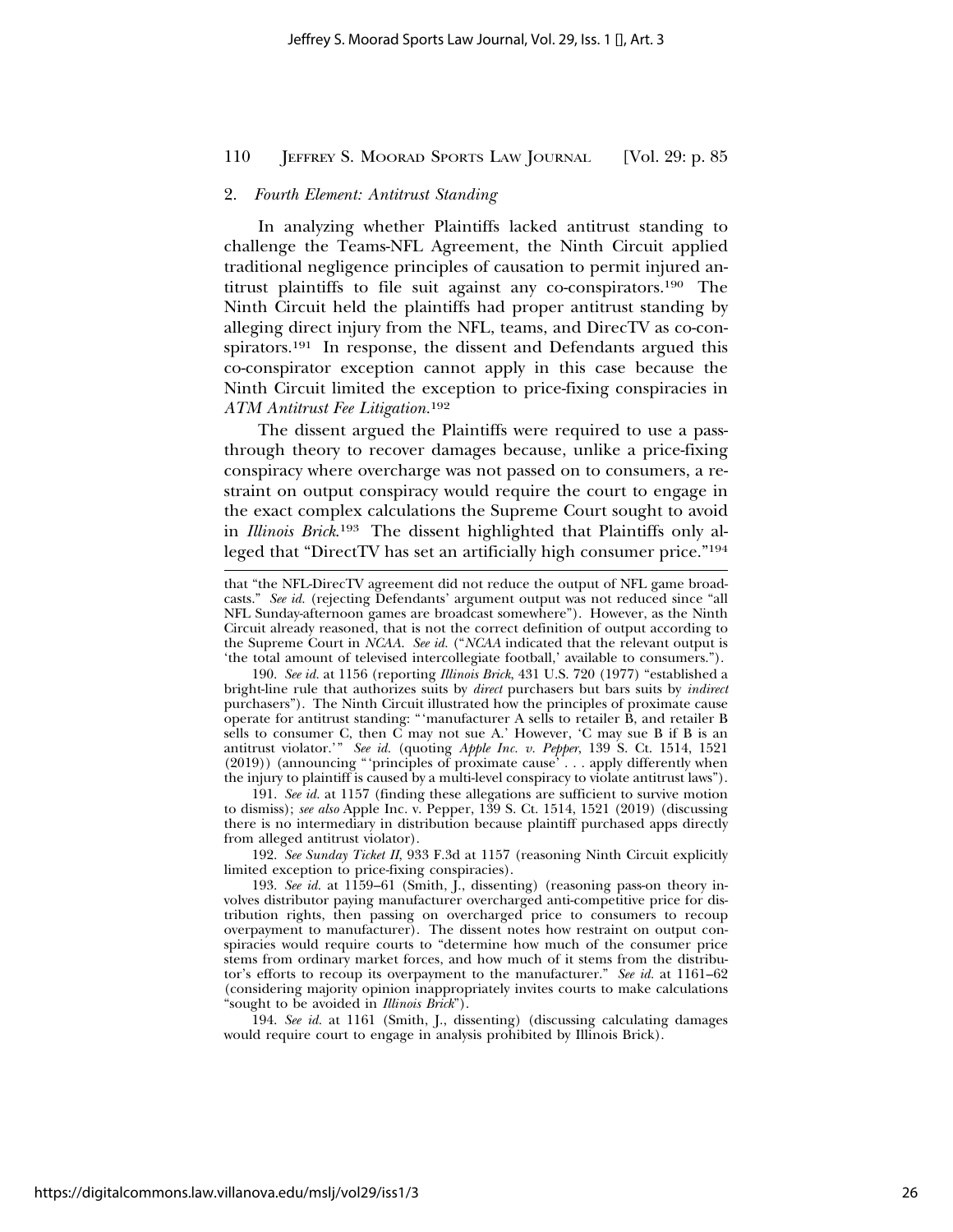### 2. *Fourth Element: Antitrust Standing*

In analyzing whether Plaintiffs lacked antitrust standing to challenge the Teams-NFL Agreement, the Ninth Circuit applied traditional negligence principles of causation to permit injured antitrust plaintiffs to file suit against any co-conspirators.[190] The Ninth Circuit held the plaintiffs had proper antitrust standing by alleging direct injury from the NFL, teams, and DirecTV as co-conspirators.[191] In response, the dissent and Defendants argued this co-conspirator exception cannot apply in this case because the Ninth Circuit limited the exception to price-fixing conspiracies in *ATM Antitrust Fee Litigation*.[192]

The dissent argued the Plaintiffs were required to use a pass-through theory to recover damages because, unlike a price-fixing conspiracy where overcharge was not passed on to consumers, a restraint on output conspiracy would require the court to engage in the exact complex calculations the Supreme Court sought to avoid in *Illinois Brick*.[193] The dissent highlighted that Plaintiffs only alleged that "DirectTV has set an artificially high consumer price."[194]

---

that "the NFL-DirecTV agreement did not reduce the output of NFL game broadcasts." *See id.* (rejecting Defendants' argument output was not reduced since "all NFL Sunday-afternoon games are broadcast somewhere"). However, as the Ninth Circuit already reasoned, that is not the correct definition of output according to the Supreme Court in *NCAA*. *See id.* ("*NCAA* indicated that the relevant output is 'the total amount of televised intercollegiate football,' available to consumers.").

190. *See id.* at 1156 (reporting *Illinois Brick*, 431 U.S. 720 (1977) "established a bright-line rule that authorizes suits by *direct* purchasers but bars suits by *indirect* purchasers"). The Ninth Circuit illustrated how the principles of proximate cause operate for antitrust standing: "'manufacturer A sells to retailer B, and retailer B sells to consumer C, then C may not sue A.' However, 'C may sue B if B is an antitrust violator.'" *See id.* (quoting *Apple Inc. v. Pepper*, 139 S. Ct. 1514, 1521 (2019)) (announcing "'principles of proximate cause' . . . apply differently when the injury to plaintiff is caused by a multi-level conspiracy to violate antitrust laws").

191. *See id.* at 1157 (finding these allegations are sufficient to survive motion to dismiss); *see also* Apple Inc. v. Pepper, 139 S. Ct. 1514, 1521 (2019) (discussing there is no intermediary in distribution because plaintiff purchased apps directly from alleged antitrust violator).

192. *See Sunday Ticket II*, 933 F.3d at 1157 (reasoning Ninth Circuit explicitly limited exception to price-fixing conspiracies).

193. *See id.* at 1159–61 (Smith, J., dissenting) (reasoning pass-on theory involves distributor paying manufacturer overcharged anti-competitive price for distribution rights, then passing on overcharged price to consumers to recoup overpayment to manufacturer). The dissent notes how restraint on output conspiracies would require courts to "determine how much of the consumer price stems from ordinary market forces, and how much of it stems from the distributor's efforts to recoup its overpayment to the manufacturer." *See id.* at 1161–62 (considering majority opinion inappropriately invites courts to make calculations "sought to be avoided in *Illinois Brick*").

194. *See id.* at 1161 (Smith, J., dissenting) (discussing calculating damages would require court to engage in analysis prohibited by Illinois Brick).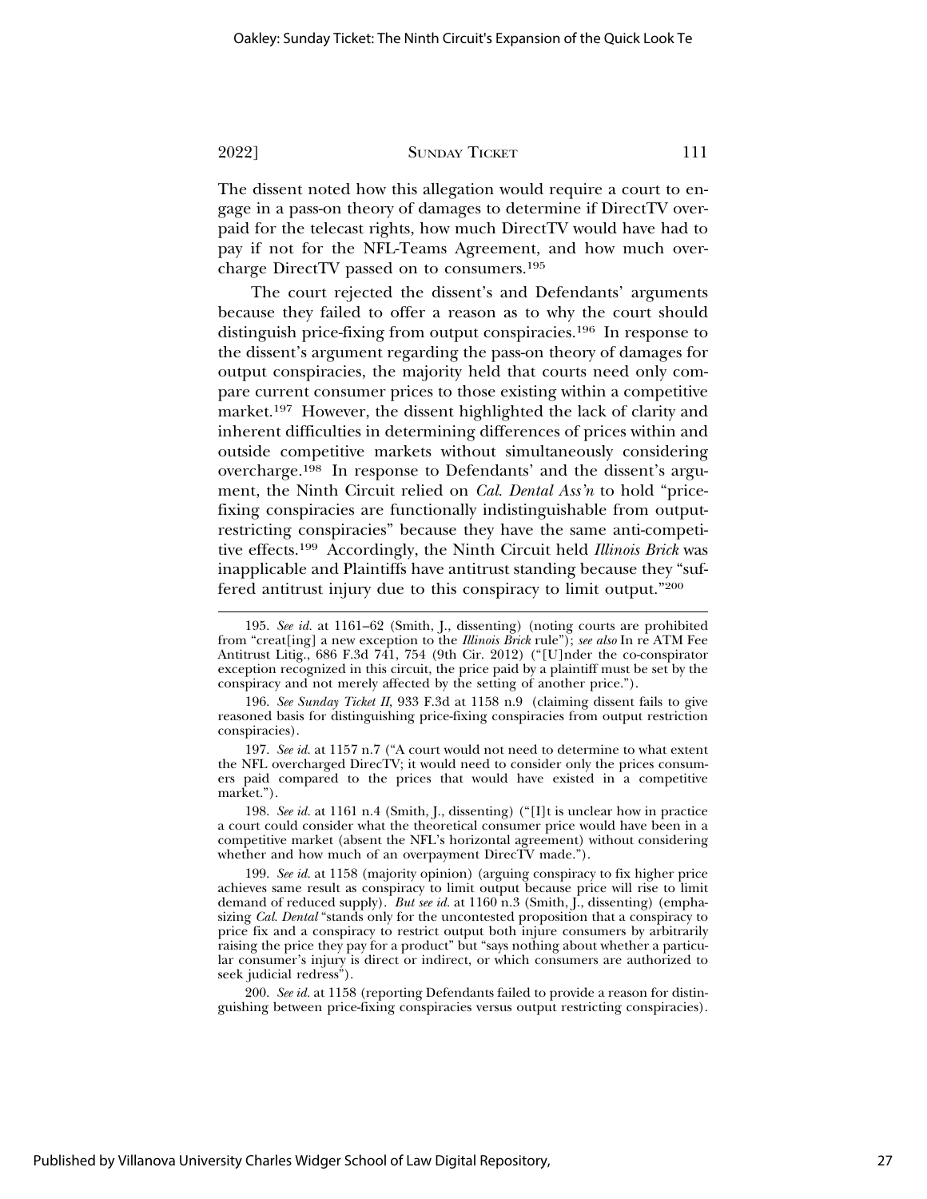The dissent noted how this allegation would require a court to engage in a pass-on theory of damages to determine if DirectTV overpaid for the telecast rights, how much DirectTV would have had to pay if not for the NFL-Teams Agreement, and how much overcharge DirectTV passed on to consumers.[195]

The court rejected the dissent's and Defendants' arguments because they failed to offer a reason as to why the court should distinguish price-fixing from output conspiracies.[196] In response to the dissent's argument regarding the pass-on theory of damages for output conspiracies, the majority held that courts need only compare current consumer prices to those existing within a competitive market.[197] However, the dissent highlighted the lack of clarity and inherent difficulties in determining differences of prices within and outside competitive markets without simultaneously considering overcharge.[198] In response to Defendants' and the dissent's argument, the Ninth Circuit relied on *Cal. Dental Ass'n* to hold "price-fixing conspiracies are functionally indistinguishable from output-restricting conspiracies" because they have the same anti-competitive effects.[199] Accordingly, the Ninth Circuit held *Illinois Brick* was inapplicable and Plaintiffs have antitrust standing because they "suffered antitrust injury due to this conspiracy to limit output."[200]

---

195. *See id.* at 1161–62 (Smith, J., dissenting) (noting courts are prohibited from "creat[ing] a new exception to the *Illinois Brick* rule"); *see also* In re ATM Fee Antitrust Litig., 686 F.3d 741, 754 (9th Cir. 2012) ("[U]nder the co-conspirator exception recognized in this circuit, the price paid by a plaintiff must be set by the conspiracy and not merely affected by the setting of another price.").

196. *See Sunday Ticket II*, 933 F.3d at 1158 n.9 (claiming dissent fails to give reasoned basis for distinguishing price-fixing conspiracies from output restriction conspiracies).

197. *See id.* at 1157 n.7 ("A court would not need to determine to what extent the NFL overcharged DirecTV; it would need to consider only the prices consumers paid compared to the prices that would have existed in a competitive market.").

198. *See id.* at 1161 n.4 (Smith, J., dissenting) ("[I]t is unclear how in practice a court could consider what the theoretical consumer price would have been in a competitive market (absent the NFL's horizontal agreement) without considering whether and how much of an overpayment DirecTV made.").

199. *See id.* at 1158 (majority opinion) (arguing conspiracy to fix higher price achieves same result as conspiracy to limit output because price will rise to limit demand of reduced supply). *But see id.* at 1160 n.3 (Smith, J., dissenting) (emphasizing *Cal. Dental* "stands only for the uncontested proposition that a conspiracy to price fix and a conspiracy to restrict output both injure consumers by arbitrarily raising the price they pay for a product" but "says nothing about whether a particular consumer's injury is direct or indirect, or which consumers are authorized to seek judicial redress").

200. *See id.* at 1158 (reporting Defendants failed to provide a reason for distinguishing between price-fixing conspiracies versus output restricting conspiracies).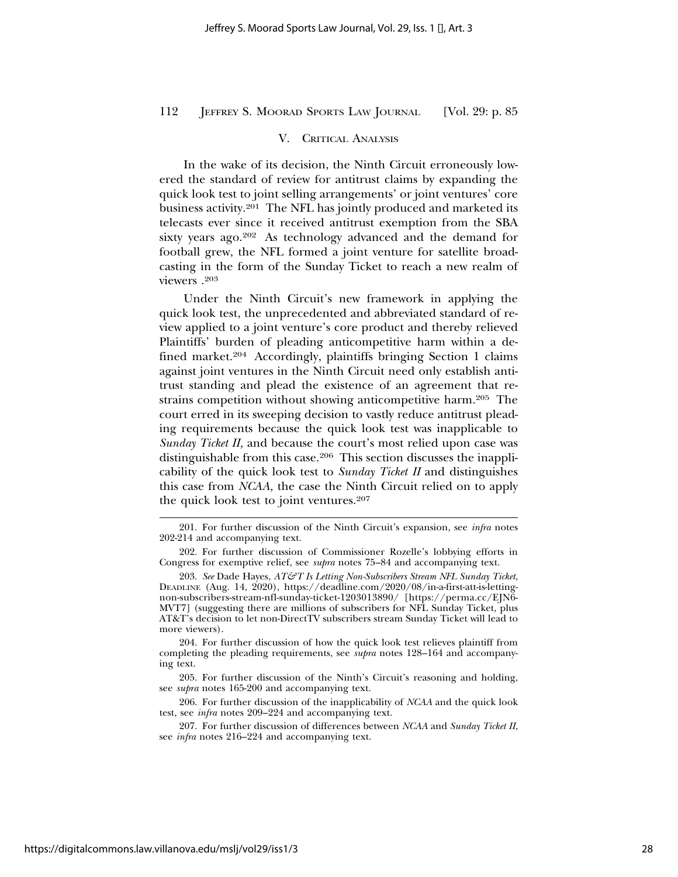## V. Critical Analysis

In the wake of its decision, the Ninth Circuit erroneously lowered the standard of review for antitrust claims by expanding the quick look test to joint selling arrangements' or joint ventures' core business activity.[201] The NFL has jointly produced and marketed its telecasts ever since it received antitrust exemption from the SBA sixty years ago.[202] As technology advanced and the demand for football grew, the NFL formed a joint venture for satellite broadcasting in the form of the Sunday Ticket to reach a new realm of viewers .[203]

Under the Ninth Circuit's new framework in applying the quick look test, the unprecedented and abbreviated standard of review applied to a joint venture's core product and thereby relieved Plaintiffs' burden of pleading anticompetitive harm within a defined market.[204] Accordingly, plaintiffs bringing Section 1 claims against joint ventures in the Ninth Circuit need only establish antitrust standing and plead the existence of an agreement that restrains competition without showing anticompetitive harm.[205] The court erred in its sweeping decision to vastly reduce antitrust pleading requirements because the quick look test was inapplicable to *Sunday Ticket II,* and because the court's most relied upon case was distinguishable from this case.[206] This section discusses the inapplicability of the quick look test to *Sunday Ticket II* and distinguishes this case from *NCAA,* the case the Ninth Circuit relied on to apply the quick look test to joint ventures.[207]

---

201. For further discussion of the Ninth Circuit's expansion, see *infra* notes 202-214 and accompanying text.

202. For further discussion of Commissioner Rozelle's lobbying efforts in Congress for exemptive relief, see *supra* notes 75–84 and accompanying text.

203. *See* Dade Hayes, *AT&T Is Letting Non-Subscribers Stream NFL Sunday Ticket*, Deadline (Aug. 14, 2020), https://deadline.com/2020/08/in-a-first-att-is-letting-non-subscribers-stream-nfl-sunday-ticket-1203013890/ [https://perma.cc/EJN6-MVT7] (suggesting there are millions of subscribers for NFL Sunday Ticket, plus AT&T's decision to let non-DirectTV subscribers stream Sunday Ticket will lead to more viewers).

204. For further discussion of how the quick look test relieves plaintiff from completing the pleading requirements, see *supra* notes 128–164 and accompanying text.

205. For further discussion of the Ninth's Circuit's reasoning and holding, see *supra* notes 165-200 and accompanying text.

206. For further discussion of the inapplicability of *NCAA* and the quick look test, see *infra* notes 209–224 and accompanying text.

207. For further discussion of differences between *NCAA* and *Sunday Ticket II*, see *infra* notes 216–224 and accompanying text.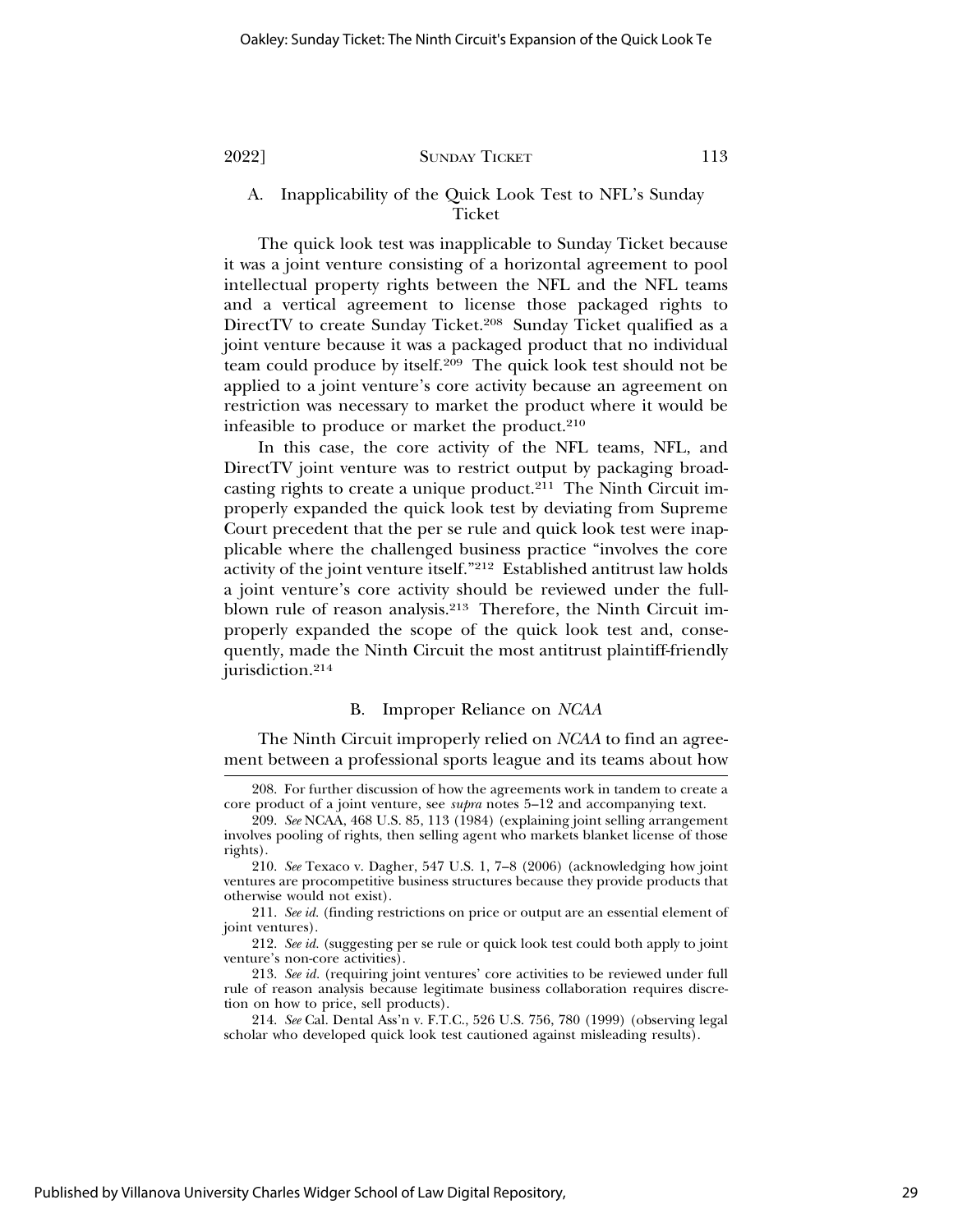### A. Inapplicability of the Quick Look Test to NFL's Sunday Ticket

The quick look test was inapplicable to Sunday Ticket because it was a joint venture consisting of a horizontal agreement to pool intellectual property rights between the NFL and the NFL teams and a vertical agreement to license those packaged rights to DirectTV to create Sunday Ticket.[208] Sunday Ticket qualified as a joint venture because it was a packaged product that no individual team could produce by itself.[209] The quick look test should not be applied to a joint venture's core activity because an agreement on restriction was necessary to market the product where it would be infeasible to produce or market the product.[210]

In this case, the core activity of the NFL teams, NFL, and DirectTV joint venture was to restrict output by packaging broadcasting rights to create a unique product.[211] The Ninth Circuit improperly expanded the quick look test by deviating from Supreme Court precedent that the per se rule and quick look test were inapplicable where the challenged business practice "involves the core activity of the joint venture itself."[212] Established antitrust law holds a joint venture's core activity should be reviewed under the full-blown rule of reason analysis.[213] Therefore, the Ninth Circuit improperly expanded the scope of the quick look test and, consequently, made the Ninth Circuit the most antitrust plaintiff-friendly jurisdiction.[214]

### B. Improper Reliance on *NCAA*

The Ninth Circuit improperly relied on *NCAA* to find an agreement between a professional sports league and its teams about how

---

208. For further discussion of how the agreements work in tandem to create a core product of a joint venture, see *supra* notes 5–12 and accompanying text.

209. *See* NCAA, 468 U.S. 85, 113 (1984) (explaining joint selling arrangement involves pooling of rights, then selling agent who markets blanket license of those rights).

210. *See* Texaco v. Dagher, 547 U.S. 1, 7–8 (2006) (acknowledging how joint ventures are procompetitive business structures because they provide products that otherwise would not exist).

211. *See id.* (finding restrictions on price or output are an essential element of joint ventures).

212. *See id.* (suggesting per se rule or quick look test could both apply to joint venture's non-core activities).

213. *See id.* (requiring joint ventures' core activities to be reviewed under full rule of reason analysis because legitimate business collaboration requires discretion on how to price, sell products).

214. *See* Cal. Dental Ass'n v. F.T.C., 526 U.S. 756, 780 (1999) (observing legal scholar who developed quick look test cautioned against misleading results).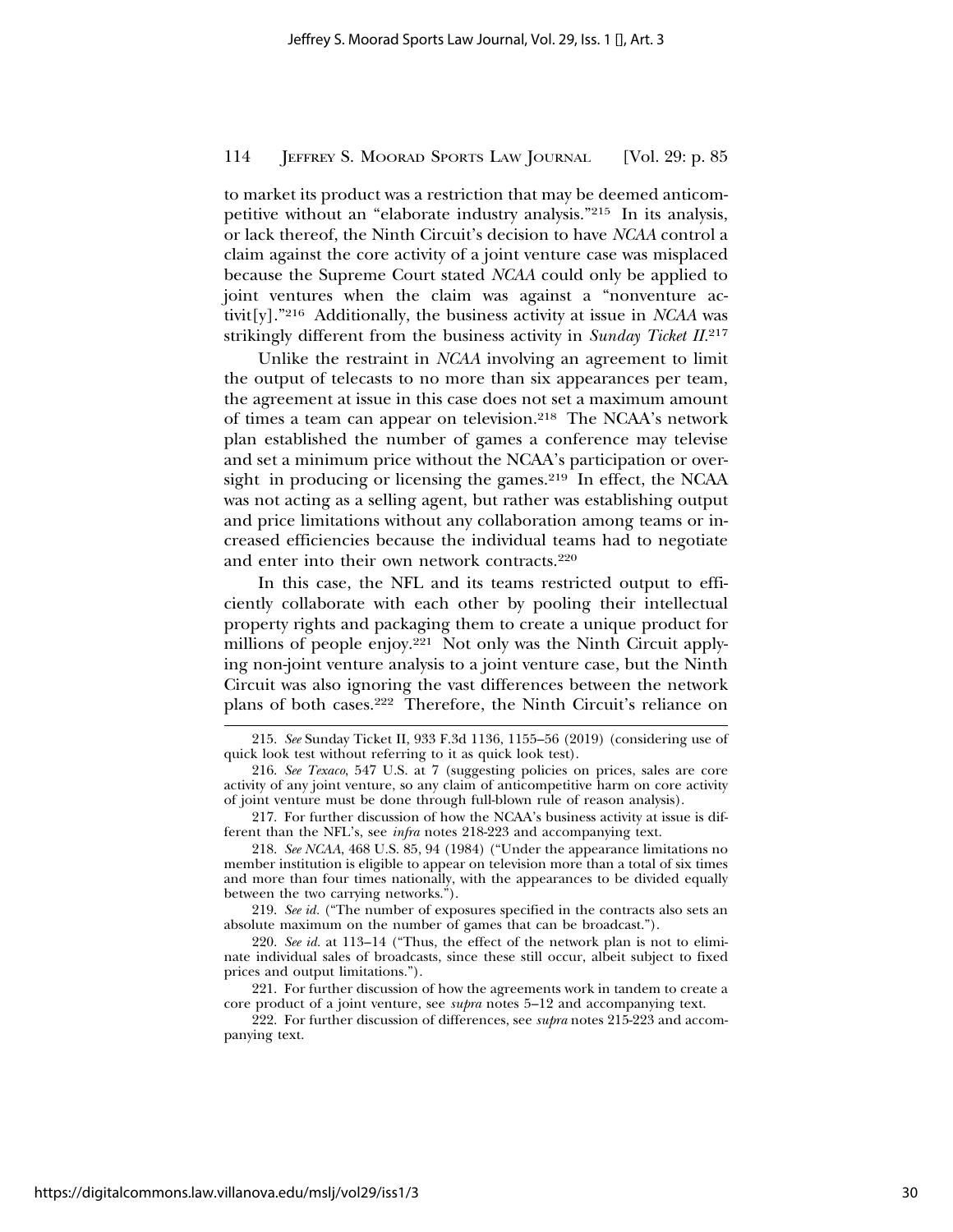to market its product was a restriction that may be deemed anticompetitive without an "elaborate industry analysis."[215] In its analysis, or lack thereof, the Ninth Circuit's decision to have *NCAA* control a claim against the core activity of a joint venture case was misplaced because the Supreme Court stated *NCAA* could only be applied to joint ventures when the claim was against a "nonventure activit[y]."[216] Additionally, the business activity at issue in *NCAA* was strikingly different from the business activity in *Sunday Ticket II*.[217]

Unlike the restraint in *NCAA* involving an agreement to limit the output of telecasts to no more than six appearances per team, the agreement at issue in this case does not set a maximum amount of times a team can appear on television.[218] The NCAA's network plan established the number of games a conference may televise and set a minimum price without the NCAA's participation or oversight in producing or licensing the games.[219] In effect, the NCAA was not acting as a selling agent, but rather was establishing output and price limitations without any collaboration among teams or increased efficiencies because the individual teams had to negotiate and enter into their own network contracts.[220]

In this case, the NFL and its teams restricted output to efficiently collaborate with each other by pooling their intellectual property rights and packaging them to create a unique product for millions of people enjoy.[221] Not only was the Ninth Circuit applying non-joint venture analysis to a joint venture case, but the Ninth Circuit was also ignoring the vast differences between the network plans of both cases.[222] Therefore, the Ninth Circuit's reliance on

---

215. *See* Sunday Ticket II, 933 F.3d 1136, 1155–56 (2019) (considering use of quick look test without referring to it as quick look test).

216. *See Texaco*, 547 U.S. at 7 (suggesting policies on prices, sales are core activity of any joint venture, so any claim of anticompetitive harm on core activity of joint venture must be done through full-blown rule of reason analysis).

217. For further discussion of how the NCAA's business activity at issue is different than the NFL's, see *infra* notes 218-223 and accompanying text.

218. *See NCAA*, 468 U.S. 85, 94 (1984) ("Under the appearance limitations no member institution is eligible to appear on television more than a total of six times and more than four times nationally, with the appearances to be divided equally between the two carrying networks.").

219. *See id.* ("The number of exposures specified in the contracts also sets an absolute maximum on the number of games that can be broadcast.").

220. *See id.* at 113–14 ("Thus, the effect of the network plan is not to eliminate individual sales of broadcasts, since these still occur, albeit subject to fixed prices and output limitations.").

221. For further discussion of how the agreements work in tandem to create a core product of a joint venture, see *supra* notes 5–12 and accompanying text.

222. For further discussion of differences, see *supra* notes 215-223 and accompanying text.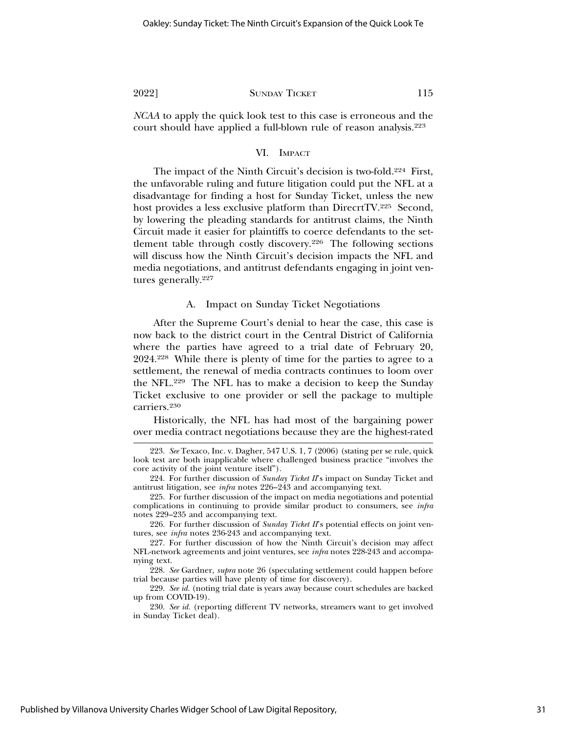*NCAA* to apply the quick look test to this case is erroneous and the court should have applied a full-blown rule of reason analysis.[223]

## VI. Impact

The impact of the Ninth Circuit's decision is two-fold.[224] First, the unfavorable ruling and future litigation could put the NFL at a disadvantage for finding a host for Sunday Ticket, unless the new host provides a less exclusive platform than DirecrtTV.[225] Second, by lowering the pleading standards for antitrust claims, the Ninth Circuit made it easier for plaintiffs to coerce defendants to the settlement table through costly discovery.[226] The following sections will discuss how the Ninth Circuit's decision impacts the NFL and media negotiations, and antitrust defendants engaging in joint ventures generally.[227]

### A. Impact on Sunday Ticket Negotiations

After the Supreme Court's denial to hear the case, this case is now back to the district court in the Central District of California where the parties have agreed to a trial date of February 20, 2024.[228] While there is plenty of time for the parties to agree to a settlement, the renewal of media contracts continues to loom over the NFL.[229] The NFL has to make a decision to keep the Sunday Ticket exclusive to one provider or sell the package to multiple carriers.[230]

Historically, the NFL has had most of the bargaining power over media contract negotiations because they are the highest-rated

---

223. *See* Texaco, Inc. v. Dagher, 547 U.S. 1, 7 (2006) (stating per se rule, quick look test are both inapplicable where challenged business practice "involves the core activity of the joint venture itself").

224. For further discussion of *Sunday Ticket II*'s impact on Sunday Ticket and antitrust litigation, see *infra* notes 226–243 and accompanying text.

225. For further discussion of the impact on media negotiations and potential complications in continuing to provide similar product to consumers, see *infra* notes 229–235 and accompanying text.

226. For further discussion of *Sunday Ticket II*'s potential effects on joint ventures, see *infra* notes 236-243 and accompanying text.

227. For further discussion of how the Ninth Circuit's decision may affect NFL-network agreements and joint ventures, see *infra* notes 228-243 and accompanying text.

228. *See* Gardner, *supra* note 26 (speculating settlement could happen before trial because parties will have plenty of time for discovery).

229. *See id.* (noting trial date is years away because court schedules are backed up from COVID-19).

230. *See id.* (reporting different TV networks, streamers want to get involved in Sunday Ticket deal).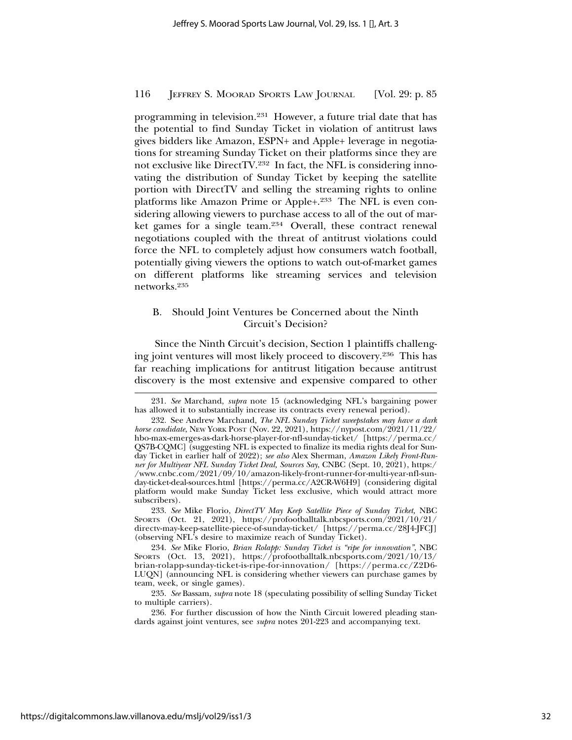programming in television.[231] However, a future trial date that has the potential to find Sunday Ticket in violation of antitrust laws gives bidders like Amazon, ESPN+ and Apple+ leverage in negotiations for streaming Sunday Ticket on their platforms since they are not exclusive like DirectTV.[232] In fact, the NFL is considering innovating the distribution of Sunday Ticket by keeping the satellite portion with DirectTV and selling the streaming rights to online platforms like Amazon Prime or Apple+.[233] The NFL is even considering allowing viewers to purchase access to all of the out of market games for a single team.[234] Overall, these contract renewal negotiations coupled with the threat of antitrust violations could force the NFL to completely adjust how consumers watch football, potentially giving viewers the options to watch out-of-market games on different platforms like streaming services and television networks.[235]

## B. Should Joint Ventures be Concerned about the Ninth Circuit's Decision?

Since the Ninth Circuit's decision, Section 1 plaintiffs challenging joint ventures will most likely proceed to discovery.[236] This has far reaching implications for antitrust litigation because antitrust discovery is the most extensive and expensive compared to other

---

231. *See* Marchand, *supra* note 15 (acknowledging NFL's bargaining power has allowed it to substantially increase its contracts every renewal period).

232. See Andrew Marchand, *The NFL Sunday Ticket sweepstakes may have a dark horse candidate*, NEW YORK POST (Nov. 22, 2021), https://nypost.com/2021/11/22/hbo-max-emerges-as-dark-horse-player-for-nfl-sunday-ticket/ [https://perma.cc/QS7B-CQMC] (suggesting NFL is expected to finalize its media rights deal for Sunday Ticket in earlier half of 2022); *see also* Alex Sherman, *Amazon Likely Front-Runner for Multiyear NFL Sunday Ticket Deal, Sources Say*, CNBC (Sept. 10, 2021), https://www.cnbc.com/2021/09/10/amazon-likely-front-runner-for-multi-year-nfl-sunday-ticket-deal-sources.html [https://perma.cc/A2CR-W6H9] (considering digital platform would make Sunday Ticket less exclusive, which would attract more subscribers).

233. *See* Mike Florio, *DirectTV May Keep Satellite Piece of Sunday Ticket*, NBC SPORTS (Oct. 21, 2021), https://profootballtalk.nbcsports.com/2021/10/21/directv-may-keep-satellite-piece-of-sunday-ticket/ [https://perma.cc/28J4-JFCJ] (observing NFL's desire to maximize reach of Sunday Ticket).

234. *See* Mike Florio, *Brian Rolapp: Sunday Ticket is "ripe for innovation"*, NBC SPORTS (Oct. 13, 2021), https://profootballtalk.nbcsports.com/2021/10/13/brian-rolapp-sunday-ticket-is-ripe-for-innovation/ [https://perma.cc/Z2D6-LUQN] (announcing NFL is considering whether viewers can purchase games by team, week, or single games).

235. *See* Bassam, *supra* note 18 (speculating possibility of selling Sunday Ticket to multiple carriers).

236. For further discussion of how the Ninth Circuit lowered pleading standards against joint ventures, see *supra* notes 201-223 and accompanying text.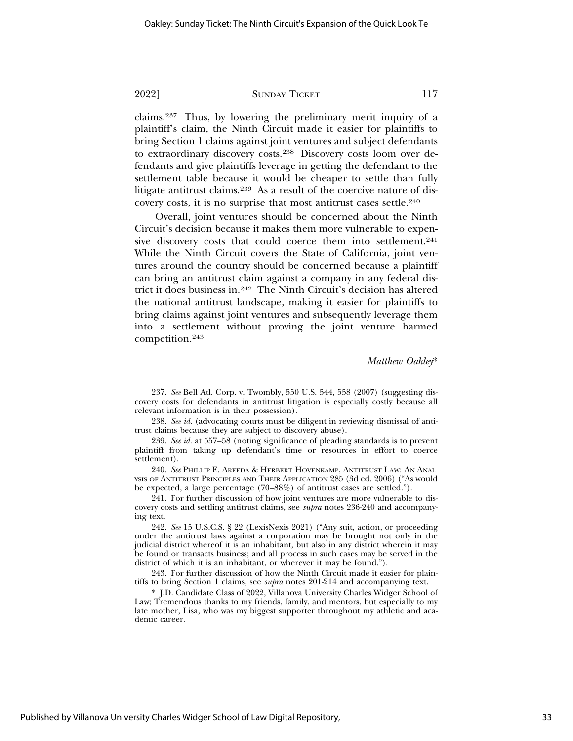claims.[237] Thus, by lowering the preliminary merit inquiry of a plaintiff's claim, the Ninth Circuit made it easier for plaintiffs to bring Section 1 claims against joint ventures and subject defendants to extraordinary discovery costs.[238] Discovery costs loom over defendants and give plaintiffs leverage in getting the defendant to the settlement table because it would be cheaper to settle than fully litigate antitrust claims.[239] As a result of the coercive nature of discovery costs, it is no surprise that most antitrust cases settle.[240]

Overall, joint ventures should be concerned about the Ninth Circuit's decision because it makes them more vulnerable to expensive discovery costs that could coerce them into settlement.[241] While the Ninth Circuit covers the State of California, joint ventures around the country should be concerned because a plaintiff can bring an antitrust claim against a company in any federal district it does business in.[242] The Ninth Circuit's decision has altered the national antitrust landscape, making it easier for plaintiffs to bring claims against joint ventures and subsequently leverage them into a settlement without proving the joint venture harmed competition.[243]

*Matthew Oakley**

---

237. *See* Bell Atl. Corp. v. Twombly, 550 U.S. 544, 558 (2007) (suggesting discovery costs for defendants in antitrust litigation is especially costly because all relevant information is in their possession).

238. *See id.* (advocating courts must be diligent in reviewing dismissal of antitrust claims because they are subject to discovery abuse).

239. *See id.* at 557–58 (noting significance of pleading standards is to prevent plaintiff from taking up defendant's time or resources in effort to coerce settlement).

240. *See* Phillip E. Areeda & Herbert Hovenkamp, Antitrust Law: An Analysis of Antitrust Principles and Their Application 285 (3d ed. 2006) ("As would be expected, a large percentage (70–88%) of antitrust cases are settled.").

241. For further discussion of how joint ventures are more vulnerable to discovery costs and settling antitrust claims, see *supra* notes 236-240 and accompanying text.

242. *See* 15 U.S.C.S. § 22 (LexisNexis 2021) ("Any suit, action, or proceeding under the antitrust laws against a corporation may be brought not only in the judicial district whereof it is an inhabitant, but also in any district wherein it may be found or transacts business; and all process in such cases may be served in the district of which it is an inhabitant, or wherever it may be found.").

243. For further discussion of how the Ninth Circuit made it easier for plaintiffs to bring Section 1 claims, see *supra* notes 201-214 and accompanying text.

\* J.D. Candidate Class of 2022, Villanova University Charles Widger School of Law; Tremendous thanks to my friends, family, and mentors, but especially to my late mother, Lisa, who was my biggest supporter throughout my athletic and academic career.